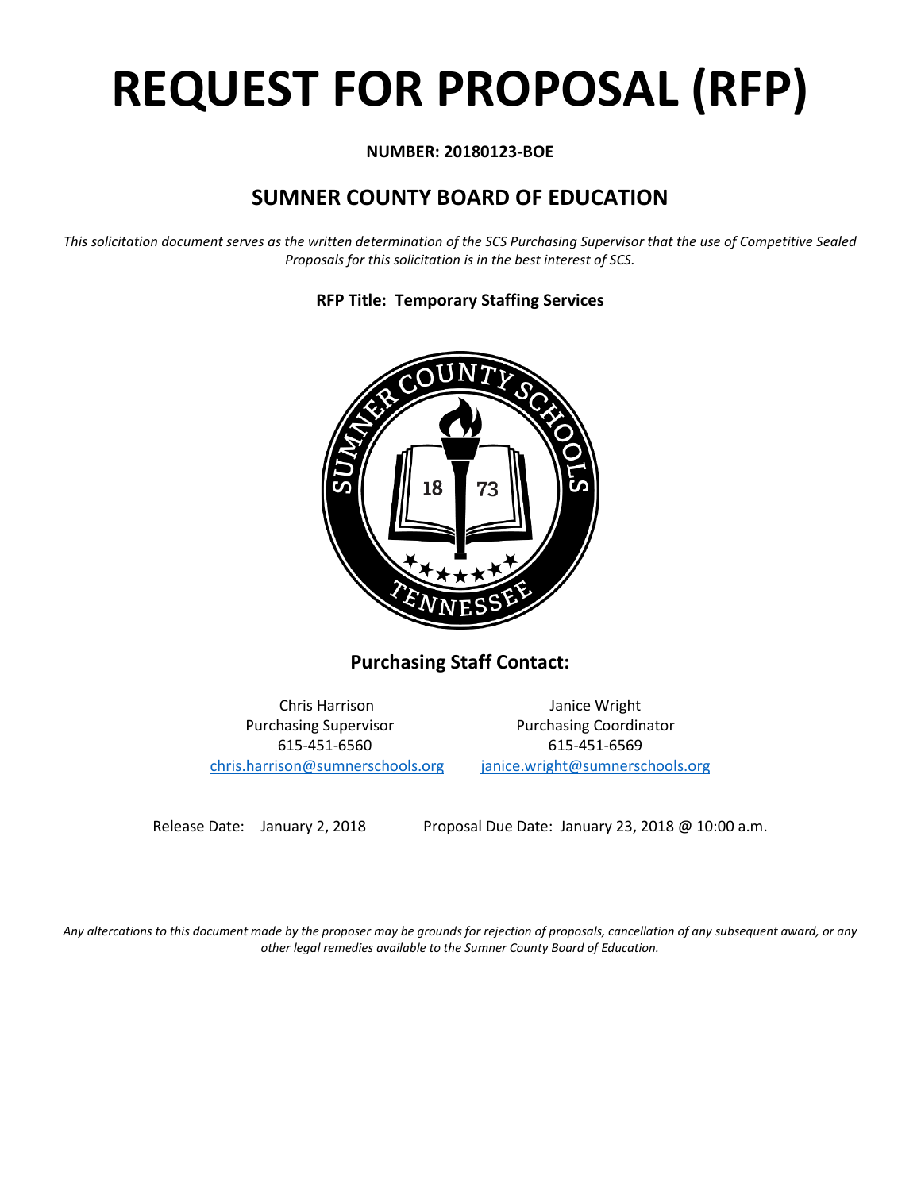# REQUEST FOR PROPOSAL (RFP)

**NUMBER: 20180123-BOE**

## SUMNER COUNTY BOARD OF EDUCATION

*This solicitation document serves as the written determination of the SCS Purchasing Supervisor that the use of Competitive Sealed Proposals for this solicitation is in the best interest of SCS.*

**RFP Title: Temporary Staffing Services**

### Purchasing Staff Contact:

Chris Harrison
Purchasing Supervisor
615-451-6560
chris.harrison@sumnerschools.org

Janice Wright
Purchasing Coordinator
615-451-6569
janice.wright@sumnerschools.org

Release Date: January 2, 2018

Proposal Due Date: January 23, 2018 @ 10:00 a.m.

*Any altercations to this document made by the proposer may be grounds for rejection of proposals, cancellation of any subsequent award, or any other legal remedies available to the Sumner County Board of Education.*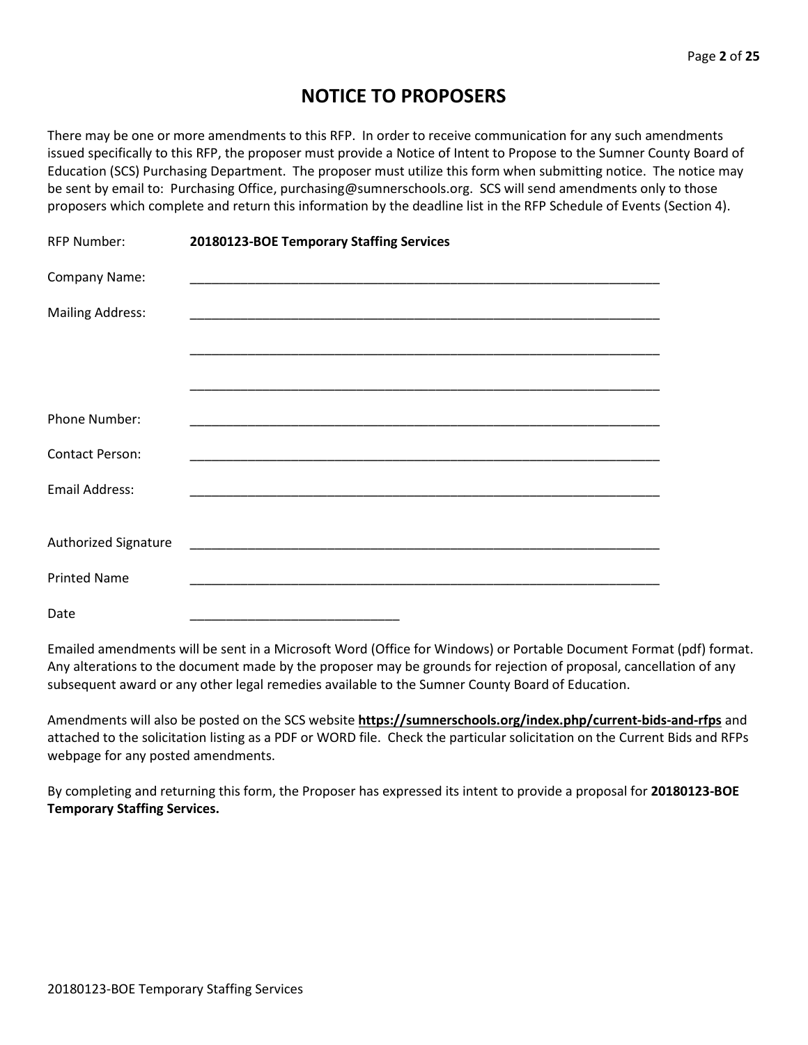# NOTICE TO PROPOSERS

There may be one or more amendments to this RFP. In order to receive communication for any such amendments issued specifically to this RFP, the proposer must provide a Notice of Intent to Propose to the Sumner County Board of Education (SCS) Purchasing Department. The proposer must utilize this form when submitting notice. The notice may be sent by email to: Purchasing Office, purchasing@sumnerschools.org. SCS will send amendments only to those proposers which complete and return this information by the deadline list in the RFP Schedule of Events (Section 4).

RFP Number: **20180123-BOE Temporary Staffing Services**

Company Name: ____________________________________________________________________

Mailing Address: ____________________________________________________________________

____________________________________________________________________

____________________________________________________________________

Phone Number: ____________________________________________________________________

Contact Person: ____________________________________________________________________

Email Address: ____________________________________________________________________

Authorized Signature ____________________________________________________________________

Printed Name ____________________________________________________________________

Date _____________________________

Emailed amendments will be sent in a Microsoft Word (Office for Windows) or Portable Document Format (pdf) format. Any alterations to the document made by the proposer may be grounds for rejection of proposal, cancellation of any subsequent award or any other legal remedies available to the Sumner County Board of Education.

Amendments will also be posted on the SCS website **https://sumnerschools.org/index.php/current-bids-and-rfps** and attached to the solicitation listing as a PDF or WORD file. Check the particular solicitation on the Current Bids and RFPs webpage for any posted amendments.

By completing and returning this form, the Proposer has expressed its intent to provide a proposal for **20180123-BOE Temporary Staffing Services.**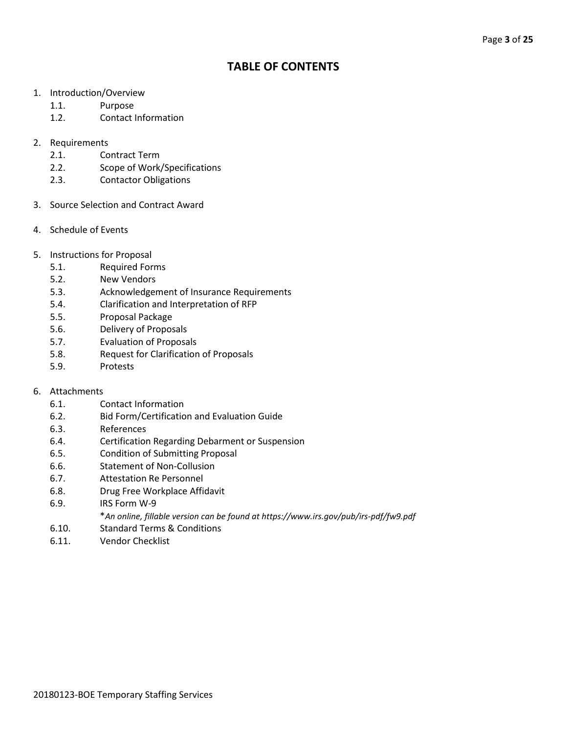# TABLE OF CONTENTS

1. Introduction/Overview
   - 1.1. Purpose
   - 1.2. Contact Information

2. Requirements
   - 2.1. Contract Term
   - 2.2. Scope of Work/Specifications
   - 2.3. Contactor Obligations

3. Source Selection and Contract Award

4. Schedule of Events

5. Instructions for Proposal
   - 5.1. Required Forms
   - 5.2. New Vendors
   - 5.3. Acknowledgement of Insurance Requirements
   - 5.4. Clarification and Interpretation of RFP
   - 5.5. Proposal Package
   - 5.6. Delivery of Proposals
   - 5.7. Evaluation of Proposals
   - 5.8. Request for Clarification of Proposals
   - 5.9. Protests

6. Attachments
   - 6.1. Contact Information
   - 6.2. Bid Form/Certification and Evaluation Guide
   - 6.3. References
   - 6.4. Certification Regarding Debarment or Suspension
   - 6.5. Condition of Submitting Proposal
   - 6.6. Statement of Non-Collusion
   - 6.7. Attestation Re Personnel
   - 6.8. Drug Free Workplace Affidavit
   - 6.9. IRS Form W-9
     *\*An online, fillable version can be found at https://www.irs.gov/pub/irs-pdf/fw9.pdf*
   - 6.10. Standard Terms & Conditions
   - 6.11. Vendor Checklist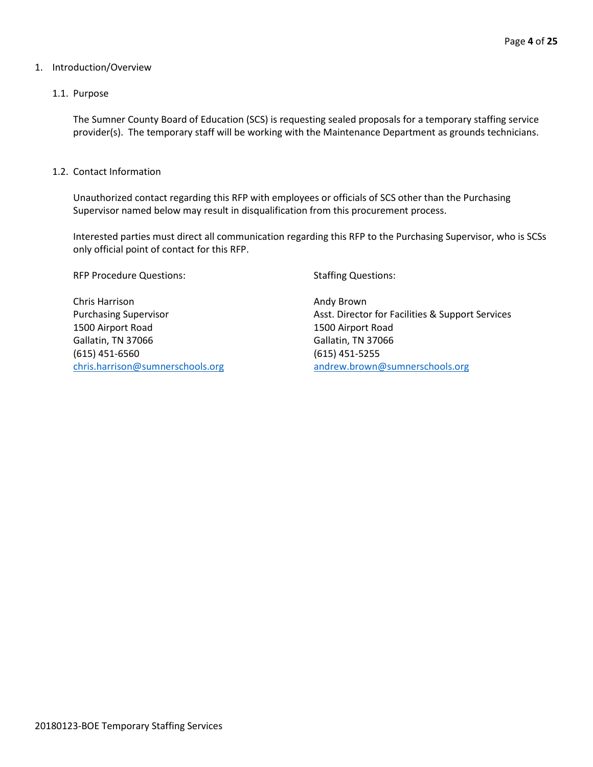# 1. Introduction/Overview

## 1.1. Purpose

The Sumner County Board of Education (SCS) is requesting sealed proposals for a temporary staffing service provider(s). The temporary staff will be working with the Maintenance Department as grounds technicians.

## 1.2. Contact Information

Unauthorized contact regarding this RFP with employees or officials of SCS other than the Purchasing Supervisor named below may result in disqualification from this procurement process.

Interested parties must direct all communication regarding this RFP to the Purchasing Supervisor, who is SCSs only official point of contact for this RFP.

RFP Procedure Questions:

Chris Harrison
Purchasing Supervisor
1500 Airport Road
Gallatin, TN 37066
(615) 451-6560
chris.harrison@sumnerschools.org

Staffing Questions:

Andy Brown
Asst. Director for Facilities & Support Services
1500 Airport Road
Gallatin, TN 37066
(615) 451-5255
andrew.brown@sumnerschools.org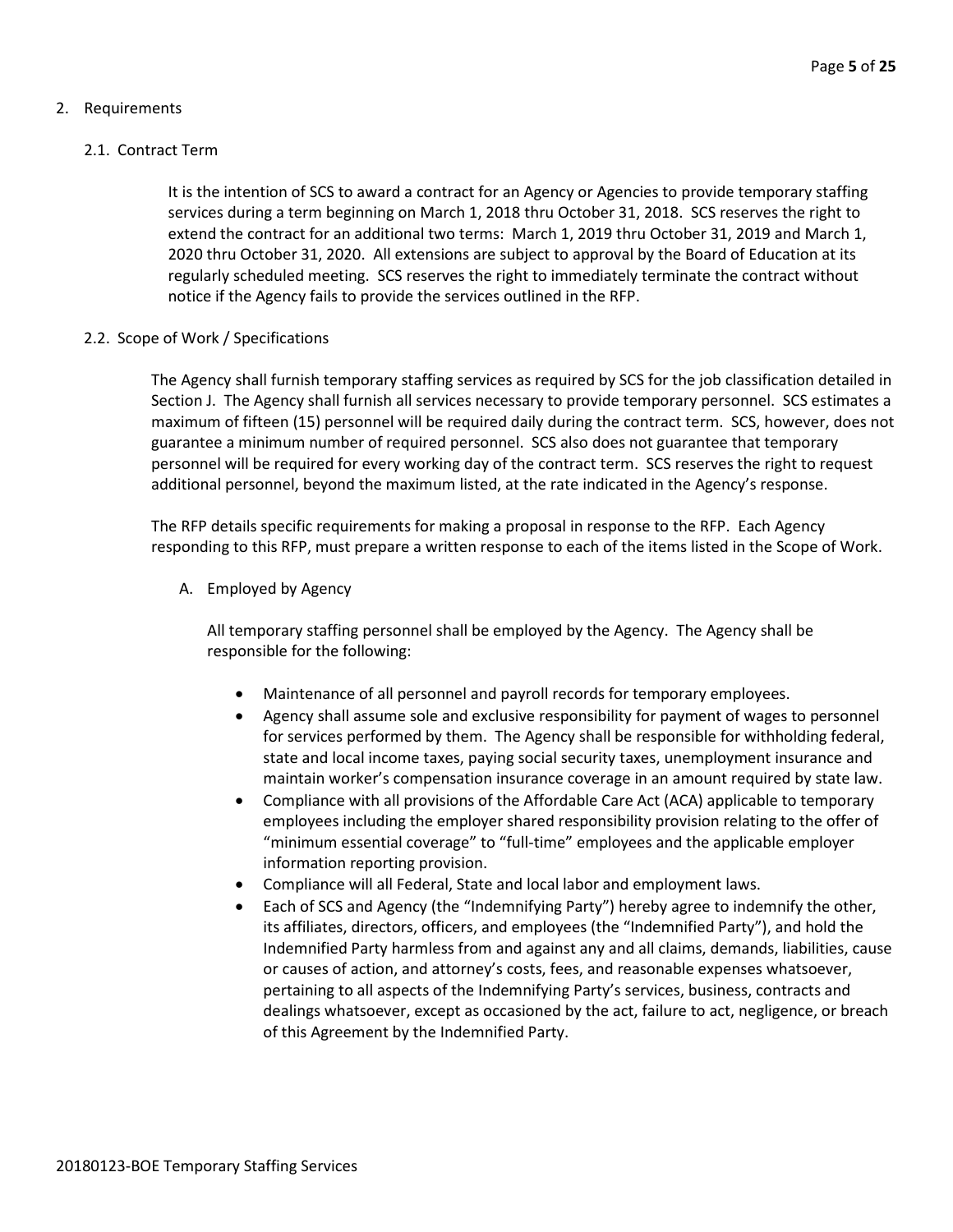## 2. Requirements

### 2.1. Contract Term

It is the intention of SCS to award a contract for an Agency or Agencies to provide temporary staffing services during a term beginning on March 1, 2018 thru October 31, 2018. SCS reserves the right to extend the contract for an additional two terms: March 1, 2019 thru October 31, 2019 and March 1, 2020 thru October 31, 2020. All extensions are subject to approval by the Board of Education at its regularly scheduled meeting. SCS reserves the right to immediately terminate the contract without notice if the Agency fails to provide the services outlined in the RFP.

### 2.2. Scope of Work / Specifications

The Agency shall furnish temporary staffing services as required by SCS for the job classification detailed in Section J. The Agency shall furnish all services necessary to provide temporary personnel. SCS estimates a maximum of fifteen (15) personnel will be required daily during the contract term. SCS, however, does not guarantee a minimum number of required personnel. SCS also does not guarantee that temporary personnel will be required for every working day of the contract term. SCS reserves the right to request additional personnel, beyond the maximum listed, at the rate indicated in the Agency's response.

The RFP details specific requirements for making a proposal in response to the RFP. Each Agency responding to this RFP, must prepare a written response to each of the items listed in the Scope of Work.

A. Employed by Agency

All temporary staffing personnel shall be employed by the Agency. The Agency shall be responsible for the following:

- Maintenance of all personnel and payroll records for temporary employees.
- Agency shall assume sole and exclusive responsibility for payment of wages to personnel for services performed by them. The Agency shall be responsible for withholding federal, state and local income taxes, paying social security taxes, unemployment insurance and maintain worker's compensation insurance coverage in an amount required by state law.
- Compliance with all provisions of the Affordable Care Act (ACA) applicable to temporary employees including the employer shared responsibility provision relating to the offer of "minimum essential coverage" to "full-time" employees and the applicable employer information reporting provision.
- Compliance will all Federal, State and local labor and employment laws.
- Each of SCS and Agency (the "Indemnifying Party") hereby agree to indemnify the other, its affiliates, directors, officers, and employees (the "Indemnified Party"), and hold the Indemnified Party harmless from and against any and all claims, demands, liabilities, cause or causes of action, and attorney's costs, fees, and reasonable expenses whatsoever, pertaining to all aspects of the Indemnifying Party's services, business, contracts and dealings whatsoever, except as occasioned by the act, failure to act, negligence, or breach of this Agreement by the Indemnified Party.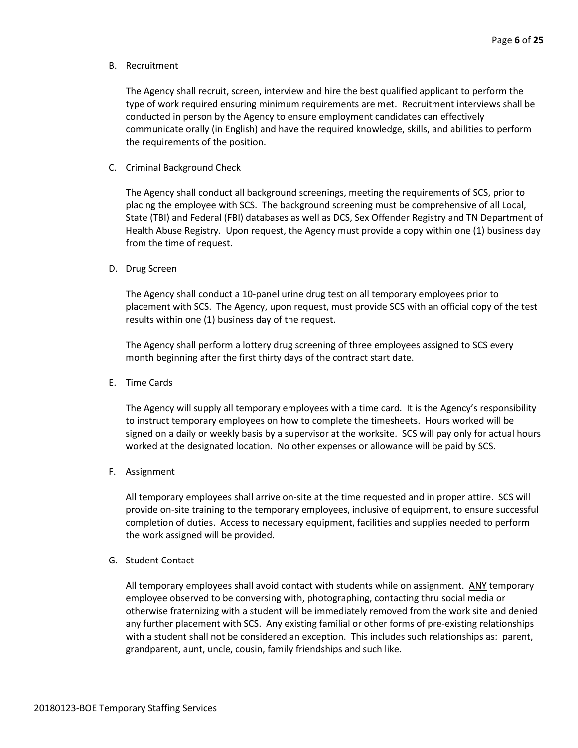B. Recruitment

The Agency shall recruit, screen, interview and hire the best qualified applicant to perform the type of work required ensuring minimum requirements are met. Recruitment interviews shall be conducted in person by the Agency to ensure employment candidates can effectively communicate orally (in English) and have the required knowledge, skills, and abilities to perform the requirements of the position.

C. Criminal Background Check

The Agency shall conduct all background screenings, meeting the requirements of SCS, prior to placing the employee with SCS. The background screening must be comprehensive of all Local, State (TBI) and Federal (FBI) databases as well as DCS, Sex Offender Registry and TN Department of Health Abuse Registry. Upon request, the Agency must provide a copy within one (1) business day from the time of request.

D. Drug Screen

The Agency shall conduct a 10-panel urine drug test on all temporary employees prior to placement with SCS. The Agency, upon request, must provide SCS with an official copy of the test results within one (1) business day of the request.

The Agency shall perform a lottery drug screening of three employees assigned to SCS every month beginning after the first thirty days of the contract start date.

E. Time Cards

The Agency will supply all temporary employees with a time card. It is the Agency's responsibility to instruct temporary employees on how to complete the timesheets. Hours worked will be signed on a daily or weekly basis by a supervisor at the worksite. SCS will pay only for actual hours worked at the designated location. No other expenses or allowance will be paid by SCS.

F. Assignment

All temporary employees shall arrive on-site at the time requested and in proper attire. SCS will provide on-site training to the temporary employees, inclusive of equipment, to ensure successful completion of duties. Access to necessary equipment, facilities and supplies needed to perform the work assigned will be provided.

G. Student Contact

All temporary employees shall avoid contact with students while on assignment. <u>ANY</u> temporary employee observed to be conversing with, photographing, contacting thru social media or otherwise fraternizing with a student will be immediately removed from the work site and denied any further placement with SCS. Any existing familial or other forms of pre-existing relationships with a student shall not be considered an exception. This includes such relationships as: parent, grandparent, aunt, uncle, cousin, family friendships and such like.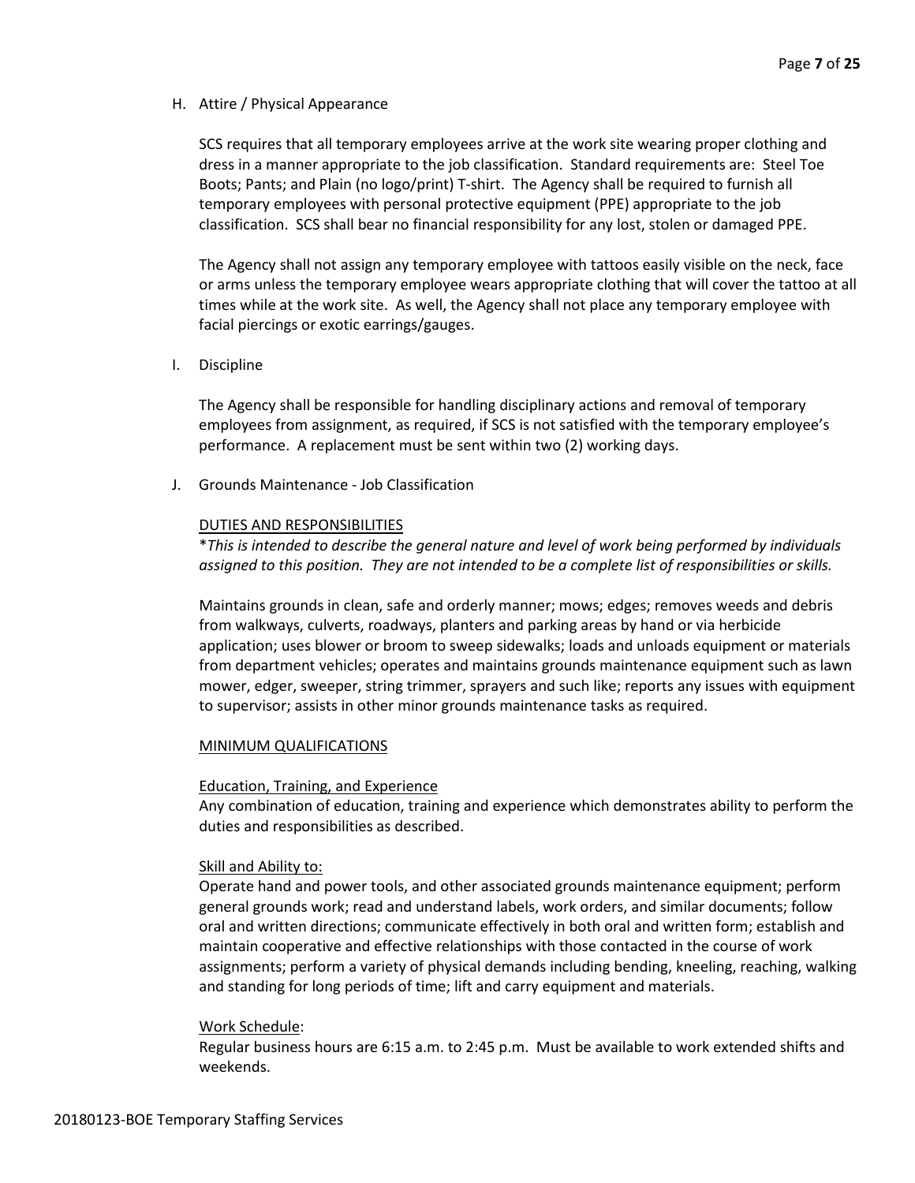H. Attire / Physical Appearance

SCS requires that all temporary employees arrive at the work site wearing proper clothing and dress in a manner appropriate to the job classification. Standard requirements are: Steel Toe Boots; Pants; and Plain (no logo/print) T-shirt. The Agency shall be required to furnish all temporary employees with personal protective equipment (PPE) appropriate to the job classification. SCS shall bear no financial responsibility for any lost, stolen or damaged PPE.

The Agency shall not assign any temporary employee with tattoos easily visible on the neck, face or arms unless the temporary employee wears appropriate clothing that will cover the tattoo at all times while at the work site. As well, the Agency shall not place any temporary employee with facial piercings or exotic earrings/gauges.

I. Discipline

The Agency shall be responsible for handling disciplinary actions and removal of temporary employees from assignment, as required, if SCS is not satisfied with the temporary employee's performance. A replacement must be sent within two (2) working days.

J. Grounds Maintenance - Job Classification

<u>DUTIES AND RESPONSIBILITIES</u>

\**This is intended to describe the general nature and level of work being performed by individuals assigned to this position. They are not intended to be a complete list of responsibilities or skills.*

Maintains grounds in clean, safe and orderly manner; mows; edges; removes weeds and debris from walkways, culverts, roadways, planters and parking areas by hand or via herbicide application; uses blower or broom to sweep sidewalks; loads and unloads equipment or materials from department vehicles; operates and maintains grounds maintenance equipment such as lawn mower, edger, sweeper, string trimmer, sprayers and such like; reports any issues with equipment to supervisor; assists in other minor grounds maintenance tasks as required.

<u>MINIMUM QUALIFICATIONS</u>

<u>Education, Training, and Experience</u>

Any combination of education, training and experience which demonstrates ability to perform the duties and responsibilities as described.

<u>Skill and Ability to:</u>

Operate hand and power tools, and other associated grounds maintenance equipment; perform general grounds work; read and understand labels, work orders, and similar documents; follow oral and written directions; communicate effectively in both oral and written form; establish and maintain cooperative and effective relationships with those contacted in the course of work assignments; perform a variety of physical demands including bending, kneeling, reaching, walking and standing for long periods of time; lift and carry equipment and materials.

<u>Work Schedule</u>:

Regular business hours are 6:15 a.m. to 2:45 p.m. Must be available to work extended shifts and weekends.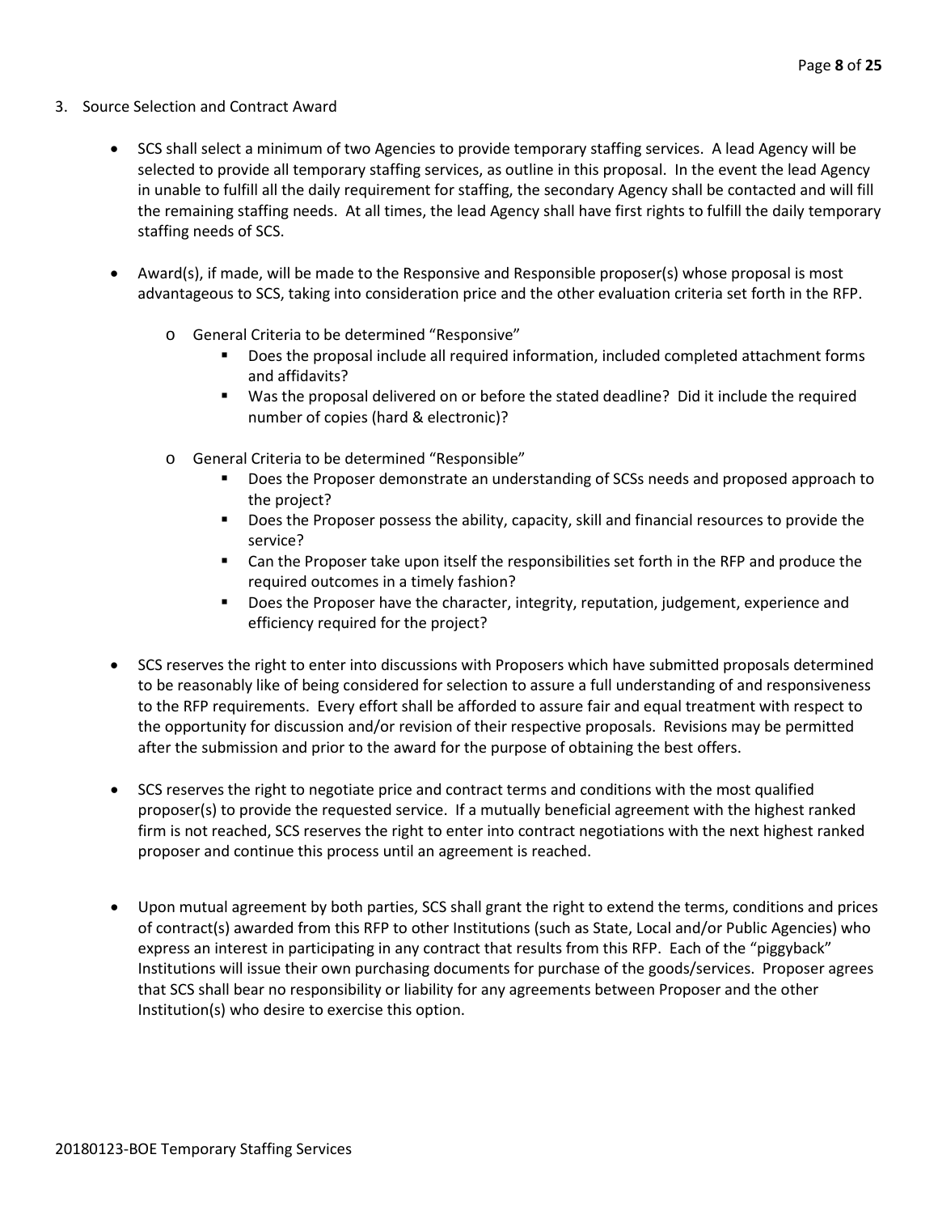3. Source Selection and Contract Award

- SCS shall select a minimum of two Agencies to provide temporary staffing services. A lead Agency will be selected to provide all temporary staffing services, as outline in this proposal. In the event the lead Agency in unable to fulfill all the daily requirement for staffing, the secondary Agency shall be contacted and will fill the remaining staffing needs. At all times, the lead Agency shall have first rights to fulfill the daily temporary staffing needs of SCS.

- Award(s), if made, will be made to the Responsive and Responsible proposer(s) whose proposal is most advantageous to SCS, taking into consideration price and the other evaluation criteria set forth in the RFP.
    - General Criteria to be determined "Responsive"
        - Does the proposal include all required information, included completed attachment forms and affidavits?
        - Was the proposal delivered on or before the stated deadline? Did it include the required number of copies (hard & electronic)?
    - General Criteria to be determined "Responsible"
        - Does the Proposer demonstrate an understanding of SCSs needs and proposed approach to the project?
        - Does the Proposer possess the ability, capacity, skill and financial resources to provide the service?
        - Can the Proposer take upon itself the responsibilities set forth in the RFP and produce the required outcomes in a timely fashion?
        - Does the Proposer have the character, integrity, reputation, judgement, experience and efficiency required for the project?

- SCS reserves the right to enter into discussions with Proposers which have submitted proposals determined to be reasonably like of being considered for selection to assure a full understanding of and responsiveness to the RFP requirements. Every effort shall be afforded to assure fair and equal treatment with respect to the opportunity for discussion and/or revision of their respective proposals. Revisions may be permitted after the submission and prior to the award for the purpose of obtaining the best offers.

- SCS reserves the right to negotiate price and contract terms and conditions with the most qualified proposer(s) to provide the requested service. If a mutually beneficial agreement with the highest ranked firm is not reached, SCS reserves the right to enter into contract negotiations with the next highest ranked proposer and continue this process until an agreement is reached.

- Upon mutual agreement by both parties, SCS shall grant the right to extend the terms, conditions and prices of contract(s) awarded from this RFP to other Institutions (such as State, Local and/or Public Agencies) who express an interest in participating in any contract that results from this RFP. Each of the "piggyback" Institutions will issue their own purchasing documents for purchase of the goods/services. Proposer agrees that SCS shall bear no responsibility or liability for any agreements between Proposer and the other Institution(s) who desire to exercise this option.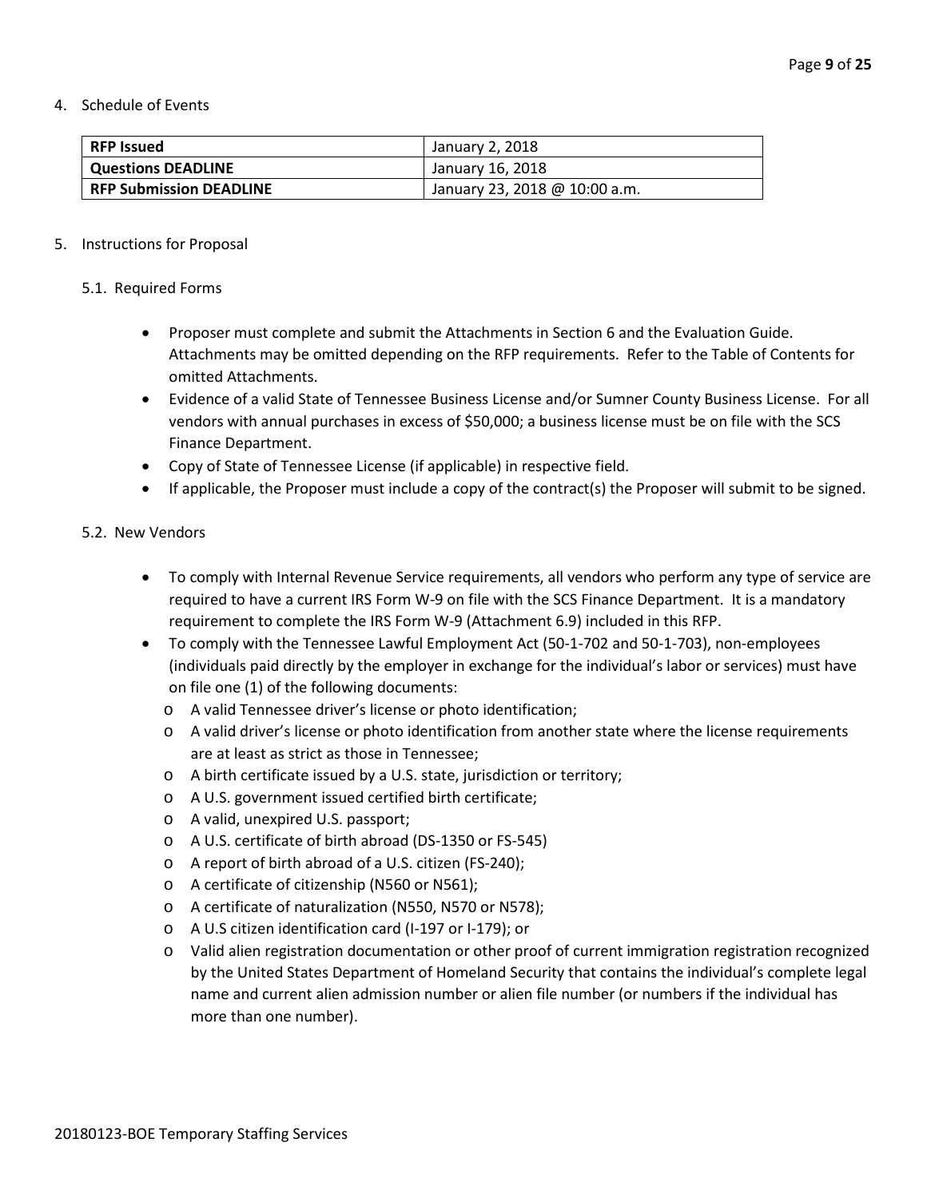4. Schedule of Events

| **RFP Issued** | January 2, 2018 |
|---|---|
| **Questions DEADLINE** | January 16, 2018 |
| **RFP Submission DEADLINE** | January 23, 2018 @ 10:00 a.m. |

5. Instructions for Proposal

5.1. Required Forms

- Proposer must complete and submit the Attachments in Section 6 and the Evaluation Guide. Attachments may be omitted depending on the RFP requirements. Refer to the Table of Contents for omitted Attachments.
- Evidence of a valid State of Tennessee Business License and/or Sumner County Business License. For all vendors with annual purchases in excess of $50,000; a business license must be on file with the SCS Finance Department.
- Copy of State of Tennessee License (if applicable) in respective field.
- If applicable, the Proposer must include a copy of the contract(s) the Proposer will submit to be signed.

5.2. New Vendors

- To comply with Internal Revenue Service requirements, all vendors who perform any type of service are required to have a current IRS Form W-9 on file with the SCS Finance Department. It is a mandatory requirement to complete the IRS Form W-9 (Attachment 6.9) included in this RFP.
- To comply with the Tennessee Lawful Employment Act (50-1-702 and 50-1-703), non-employees (individuals paid directly by the employer in exchange for the individual's labor or services) must have on file one (1) of the following documents:
  - A valid Tennessee driver's license or photo identification;
  - A valid driver's license or photo identification from another state where the license requirements are at least as strict as those in Tennessee;
  - A birth certificate issued by a U.S. state, jurisdiction or territory;
  - A U.S. government issued certified birth certificate;
  - A valid, unexpired U.S. passport;
  - A U.S. certificate of birth abroad (DS-1350 or FS-545)
  - A report of birth abroad of a U.S. citizen (FS-240);
  - A certificate of citizenship (N560 or N561);
  - A certificate of naturalization (N550, N570 or N578);
  - A U.S citizen identification card (I-197 or I-179); or
  - Valid alien registration documentation or other proof of current immigration registration recognized by the United States Department of Homeland Security that contains the individual's complete legal name and current alien admission number or alien file number (or numbers if the individual has more than one number).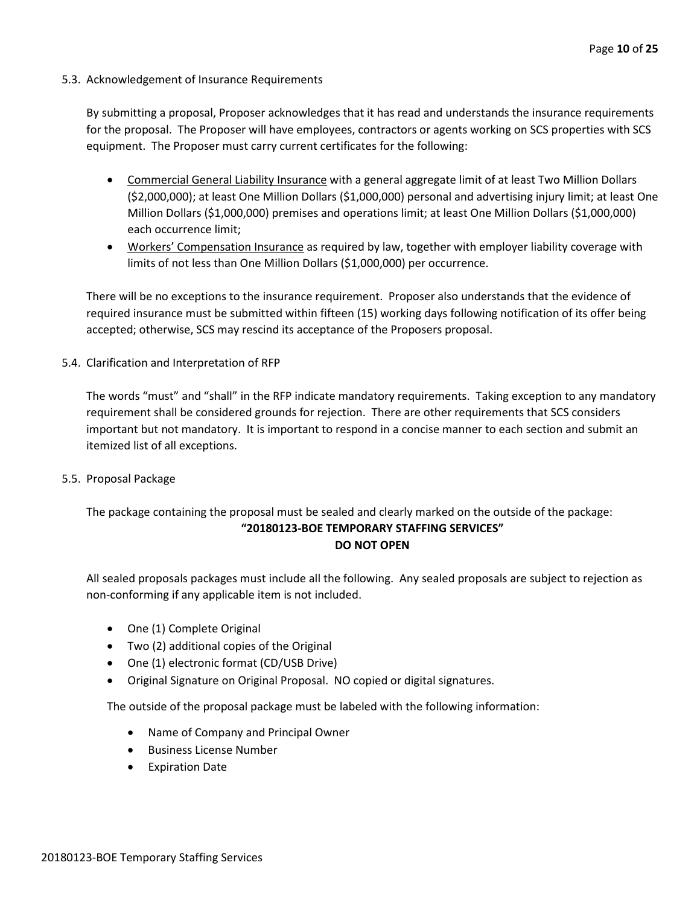### 5.3. Acknowledgement of Insurance Requirements

By submitting a proposal, Proposer acknowledges that it has read and understands the insurance requirements for the proposal. The Proposer will have employees, contractors or agents working on SCS properties with SCS equipment. The Proposer must carry current certificates for the following:

- Commercial General Liability Insurance with a general aggregate limit of at least Two Million Dollars ($2,000,000); at least One Million Dollars ($1,000,000) personal and advertising injury limit; at least One Million Dollars ($1,000,000) premises and operations limit; at least One Million Dollars ($1,000,000) each occurrence limit;
- Workers' Compensation Insurance as required by law, together with employer liability coverage with limits of not less than One Million Dollars ($1,000,000) per occurrence.

There will be no exceptions to the insurance requirement. Proposer also understands that the evidence of required insurance must be submitted within fifteen (15) working days following notification of its offer being accepted; otherwise, SCS may rescind its acceptance of the Proposers proposal.

### 5.4. Clarification and Interpretation of RFP

The words "must" and "shall" in the RFP indicate mandatory requirements. Taking exception to any mandatory requirement shall be considered grounds for rejection. There are other requirements that SCS considers important but not mandatory. It is important to respond in a concise manner to each section and submit an itemized list of all exceptions.

### 5.5. Proposal Package

The package containing the proposal must be sealed and clearly marked on the outside of the package:

**"20180123-BOE TEMPORARY STAFFING SERVICES"**
**DO NOT OPEN**

All sealed proposals packages must include all the following. Any sealed proposals are subject to rejection as non-conforming if any applicable item is not included.

- One (1) Complete Original
- Two (2) additional copies of the Original
- One (1) electronic format (CD/USB Drive)
- Original Signature on Original Proposal. NO copied or digital signatures.

The outside of the proposal package must be labeled with the following information:

- Name of Company and Principal Owner
- Business License Number
- Expiration Date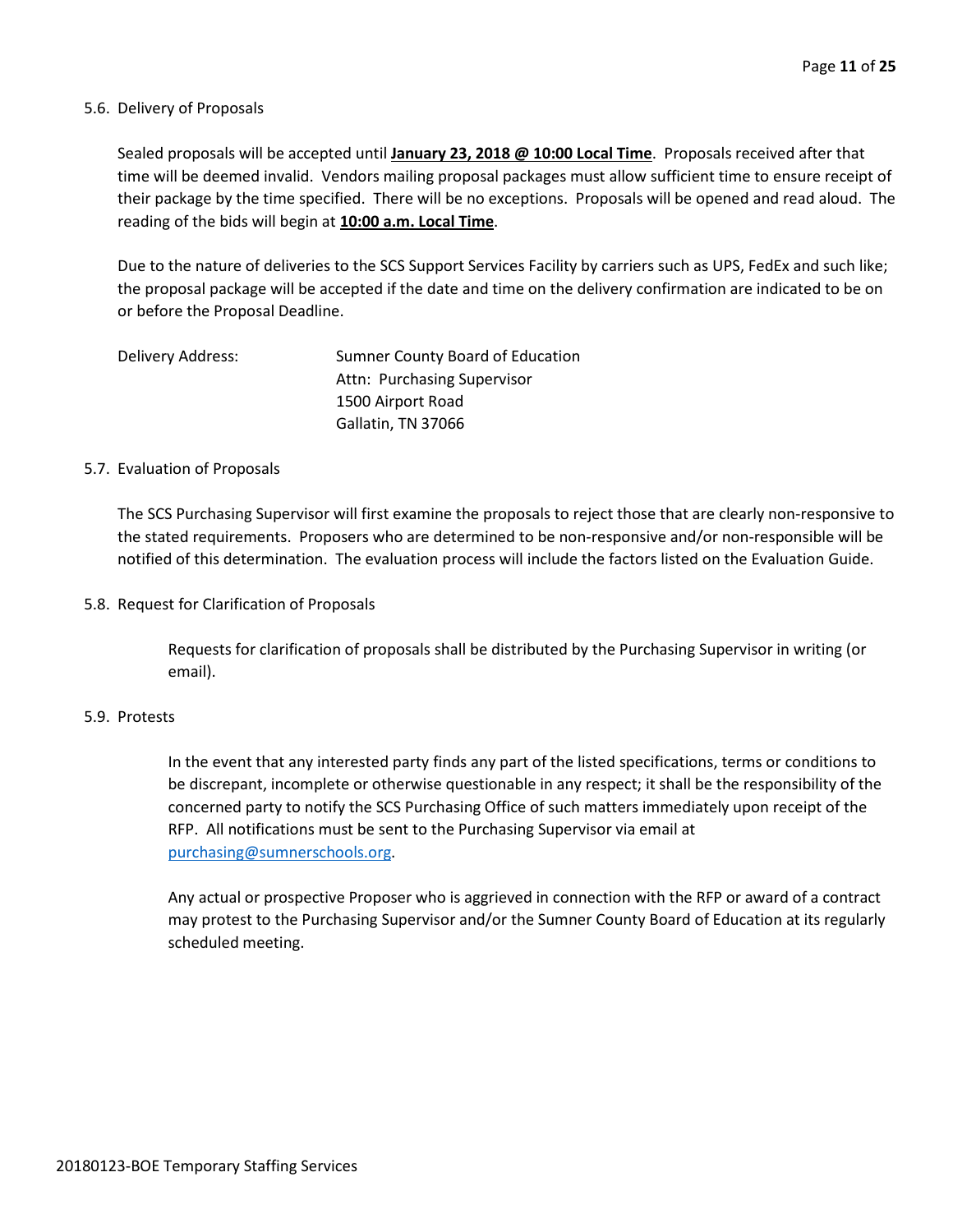### 5.6. Delivery of Proposals

Sealed proposals will be accepted until **January 23, 2018 @ 10:00 Local Time**. Proposals received after that time will be deemed invalid. Vendors mailing proposal packages must allow sufficient time to ensure receipt of their package by the time specified. There will be no exceptions. Proposals will be opened and read aloud. The reading of the bids will begin at **10:00 a.m. Local Time**.

Due to the nature of deliveries to the SCS Support Services Facility by carriers such as UPS, FedEx and such like; the proposal package will be accepted if the date and time on the delivery confirmation are indicated to be on or before the Proposal Deadline.

Delivery Address:

Sumner County Board of Education
Attn: Purchasing Supervisor
1500 Airport Road
Gallatin, TN 37066

### 5.7. Evaluation of Proposals

The SCS Purchasing Supervisor will first examine the proposals to reject those that are clearly non-responsive to the stated requirements. Proposers who are determined to be non-responsive and/or non-responsible will be notified of this determination. The evaluation process will include the factors listed on the Evaluation Guide.

### 5.8. Request for Clarification of Proposals

Requests for clarification of proposals shall be distributed by the Purchasing Supervisor in writing (or email).

### 5.9. Protests

In the event that any interested party finds any part of the listed specifications, terms or conditions to be discrepant, incomplete or otherwise questionable in any respect; it shall be the responsibility of the concerned party to notify the SCS Purchasing Office of such matters immediately upon receipt of the RFP. All notifications must be sent to the Purchasing Supervisor via email at purchasing@sumnerschools.org.

Any actual or prospective Proposer who is aggrieved in connection with the RFP or award of a contract may protest to the Purchasing Supervisor and/or the Sumner County Board of Education at its regularly scheduled meeting.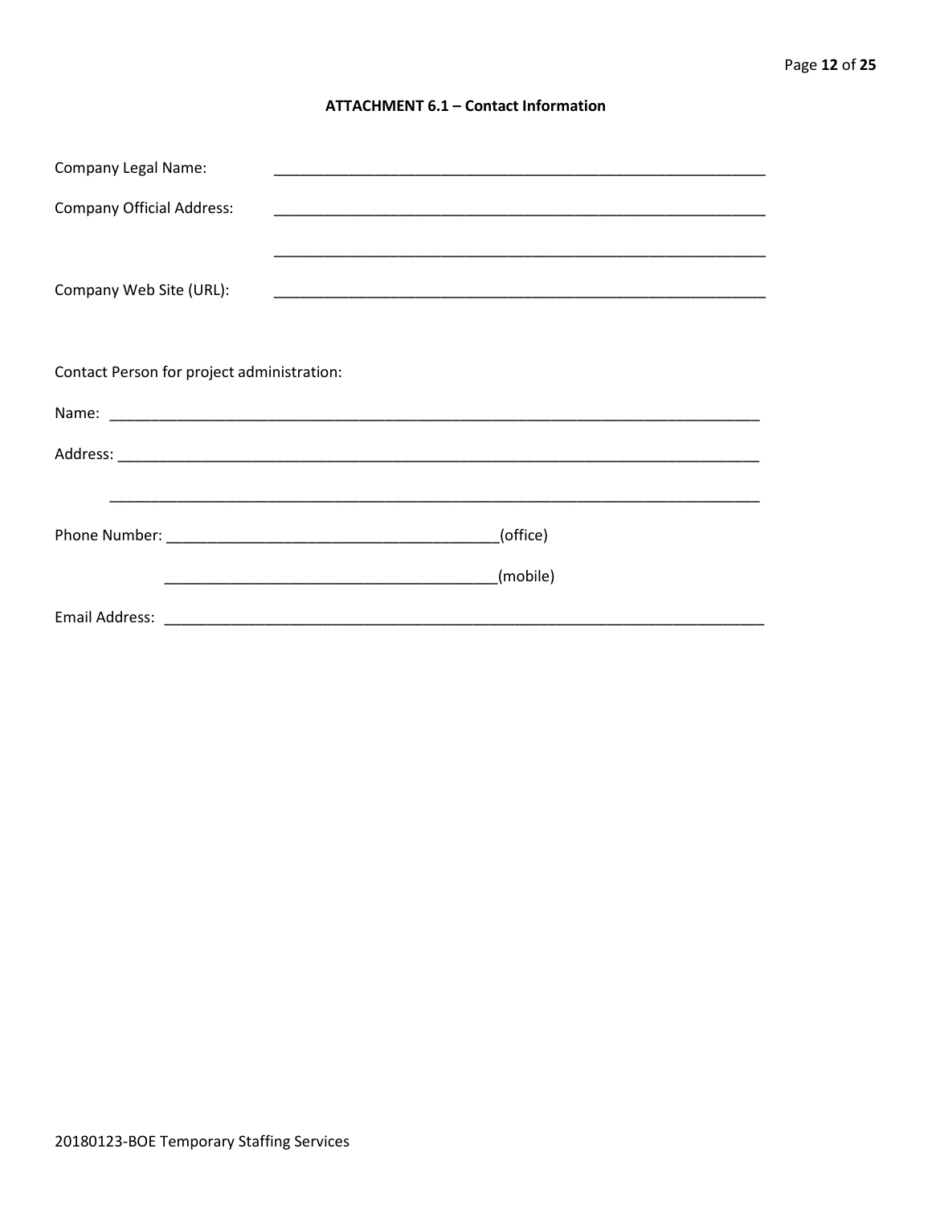## ATTACHMENT 6.1 – Contact Information

Company Legal Name: ____________________________________________________________

Company Official Address: ____________________________________________________________

____________________________________________________________

Company Web Site (URL): ____________________________________________________________

Contact Person for project administration:

Name: ________________________________________________________________________________

Address: ______________________________________________________________________________

________________________________________________________________________________

Phone Number: _______________________________________(office)

_______________________________________(mobile)

Email Address: ___________________________________________________________________________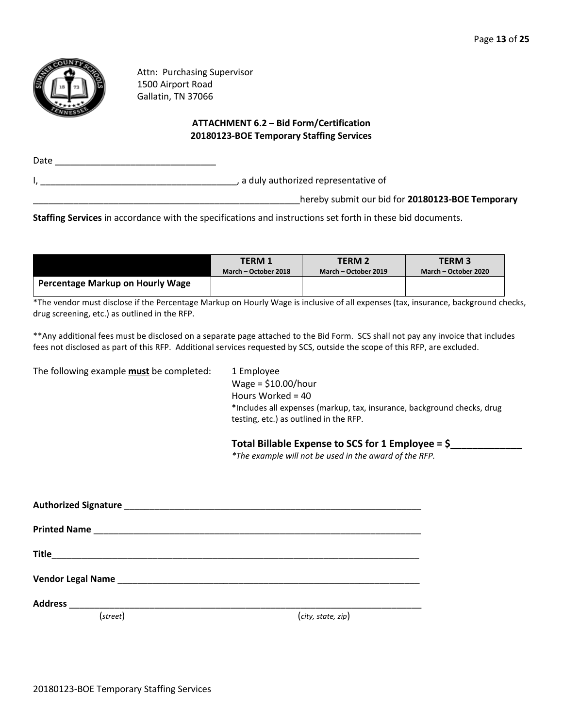Attn: Purchasing Supervisor
1500 Airport Road
Gallatin, TN 37066

**ATTACHMENT 6.2 – Bid Form/Certification**
**20180123-BOE Temporary Staffing Services**

Date ________________________________

I, _______________________________________, a duly authorized representative of

_______________________________________________________hereby submit our bid for **20180123-BOE Temporary Staffing Services** in accordance with the specifications and instructions set forth in these bid documents.

| | TERM 1 March – October 2018 | TERM 2 March – October 2019 | TERM 3 March – October 2020 |
|---|---|---|---|
| **Percentage Markup on Hourly Wage** | | | |

*The vendor must disclose if the Percentage Markup on Hourly Wage is inclusive of all expenses (tax, insurance, background checks, drug screening, etc.) as outlined in the RFP.

**Any additional fees must be disclosed on a separate page attached to the Bid Form. SCS shall not pay any invoice that includes fees not disclosed as part of this RFP. Additional services requested by SCS, outside the scope of this RFP, are excluded.

The following example **must** be completed:

1 Employee
Wage = $10.00/hour
Hours Worked = 40
*Includes all expenses (markup, tax, insurance, background checks, drug testing, etc.) as outlined in the RFP.

**Total Billable Expense to SCS for 1 Employee = $_____________**
*\*The example will not be used in the award of the RFP.*

**Authorized Signature** ______________________________________________________________

**Printed Name** ___________________________________________________________________

**Title**_________________________________________________________________________

**Vendor Legal Name** _______________________________________________________________

**Address** _______________________________________________________________________
(*street*) (*city, state, zip*)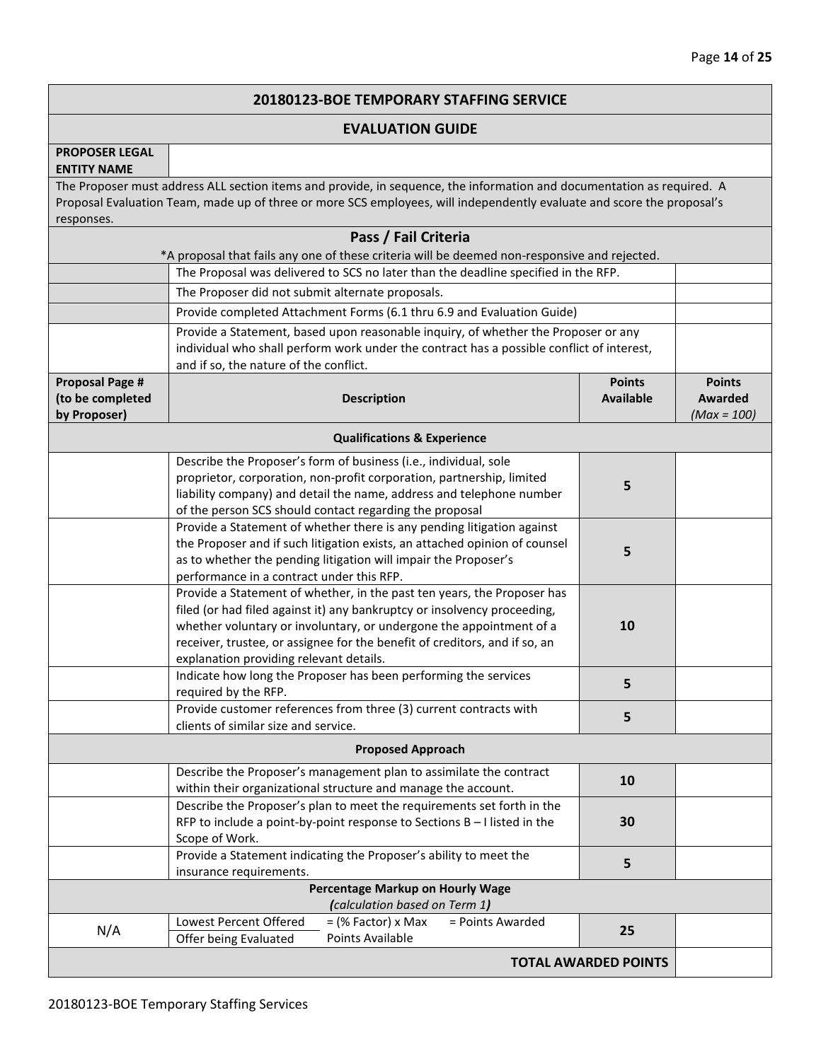## 20180123-BOE TEMPORARY STAFFING SERVICE

### EVALUATION GUIDE

| PROPOSER LEGAL ENTITY NAME | |
|---|---|

The Proposer must address ALL section items and provide, in sequence, the information and documentation as required. A Proposal Evaluation Team, made up of three or more SCS employees, will independently evaluate and score the proposal's responses.

### Pass / Fail Criteria

*A proposal that fails any one of these criteria will be deemed non-responsive and rejected.

| | Criteria | |
|---|---|---|
| | The Proposal was delivered to SCS no later than the deadline specified in the RFP. | |
| | The Proposer did not submit alternate proposals. | |
| | Provide completed Attachment Forms (6.1 thru 6.9 and Evaluation Guide) | |
| | Provide a Statement, based upon reasonable inquiry, of whether the Proposer or any individual who shall perform work under the contract has a possible conflict of interest, and if so, the nature of the conflict. | |

| Proposal Page # (to be completed by Proposer) | Description | Points Available | Points Awarded *(Max = 100)* |
|---|---|---|---|
| | **Qualifications & Experience** | | |
| | Describe the Proposer's form of business (i.e., individual, sole proprietor, corporation, non-profit corporation, partnership, limited liability company) and detail the name, address and telephone number of the person SCS should contact regarding the proposal | 5 | |
| | Provide a Statement of whether there is any pending litigation against the Proposer and if such litigation exists, an attached opinion of counsel as to whether the pending litigation will impair the Proposer's performance in a contract under this RFP. | 5 | |
| | Provide a Statement of whether, in the past ten years, the Proposer has filed (or had filed against it) any bankruptcy or insolvency proceeding, whether voluntary or involuntary, or undergone the appointment of a receiver, trustee, or assignee for the benefit of creditors, and if so, an explanation providing relevant details. | 10 | |
| | Indicate how long the Proposer has been performing the services required by the RFP. | 5 | |
| | Provide customer references from three (3) current contracts with clients of similar size and service. | 5 | |
| | **Proposed Approach** | | |
| | Describe the Proposer's management plan to assimilate the contract within their organizational structure and manage the account. | 10 | |
| | Describe the Proposer's plan to meet the requirements set forth in the RFP to include a point-by-point response to Sections B – I listed in the Scope of Work. | 30 | |
| | Provide a Statement indicating the Proposer's ability to meet the insurance requirements. | 5 | |
| | **Percentage Markup on Hourly Wage** ***(calculation based on Term 1)*** | | |
| N/A | $\frac{\text{Lowest Percent Offered}}{\text{Offer being Evaluated}}$ = (% Factor) x Max Points Available = Points Awarded | 25 | |
| | | **TOTAL AWARDED POINTS** | |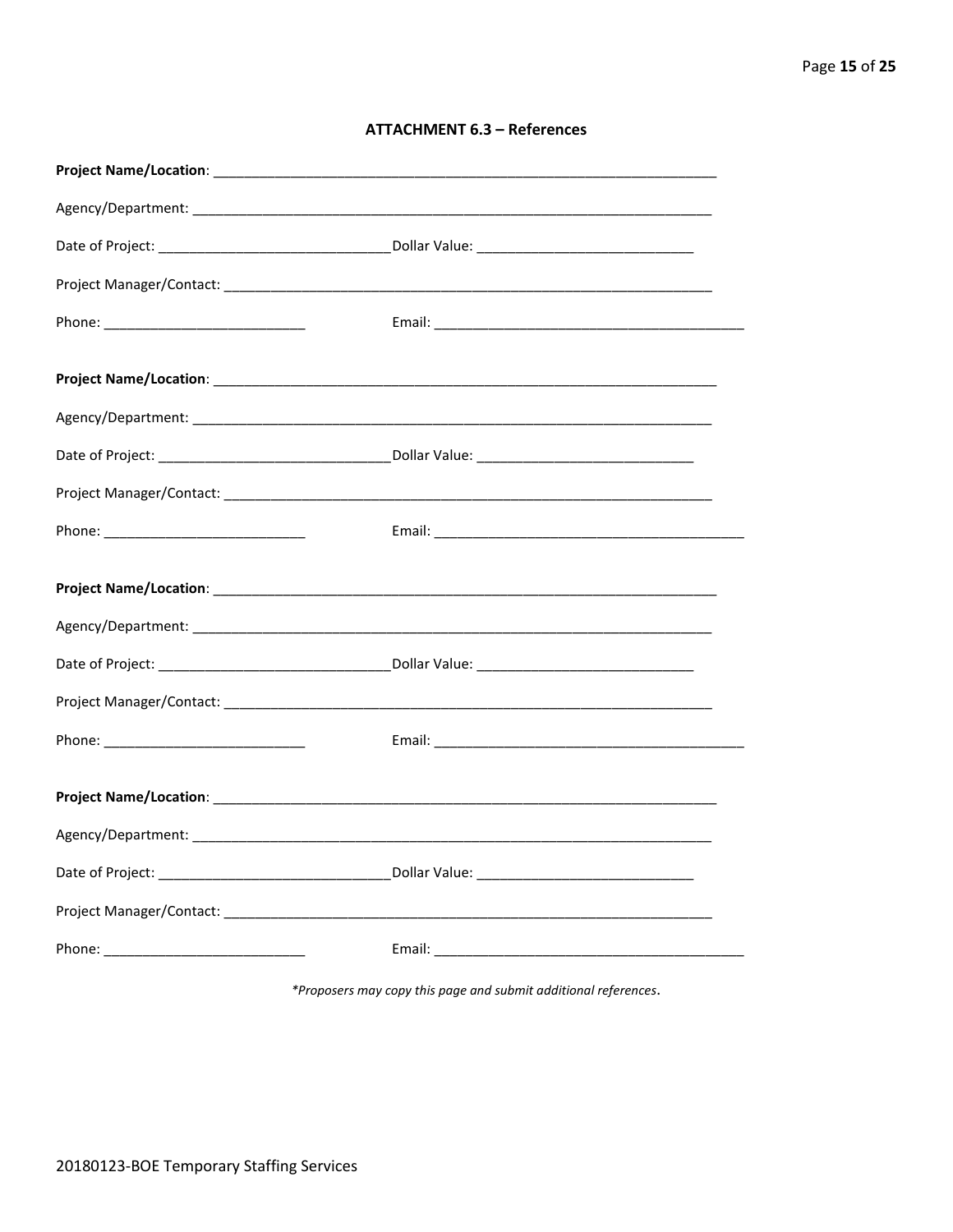### ATTACHMENT 6.3 – References

**Project Name/Location**: ______________________________________________________________________

Agency/Department: ______________________________________________________________________

Date of Project: ______________________________ Dollar Value: ____________________________

Project Manager/Contact: __________________________________________________________________

Phone: __________________________ Email: ________________________________________

**Project Name/Location**: ______________________________________________________________________

Agency/Department: ______________________________________________________________________

Date of Project: ______________________________ Dollar Value: ____________________________

Project Manager/Contact: __________________________________________________________________

Phone: __________________________ Email: ________________________________________

**Project Name/Location**: ______________________________________________________________________

Agency/Department: ______________________________________________________________________

Date of Project: ______________________________ Dollar Value: ____________________________

Project Manager/Contact: __________________________________________________________________

Phone: __________________________ Email: ________________________________________

**Project Name/Location**: ______________________________________________________________________

Agency/Department: ______________________________________________________________________

Date of Project: ______________________________ Dollar Value: ____________________________

Project Manager/Contact: __________________________________________________________________

Phone: __________________________ Email: ________________________________________

*\*Proposers may copy this page and submit additional references.*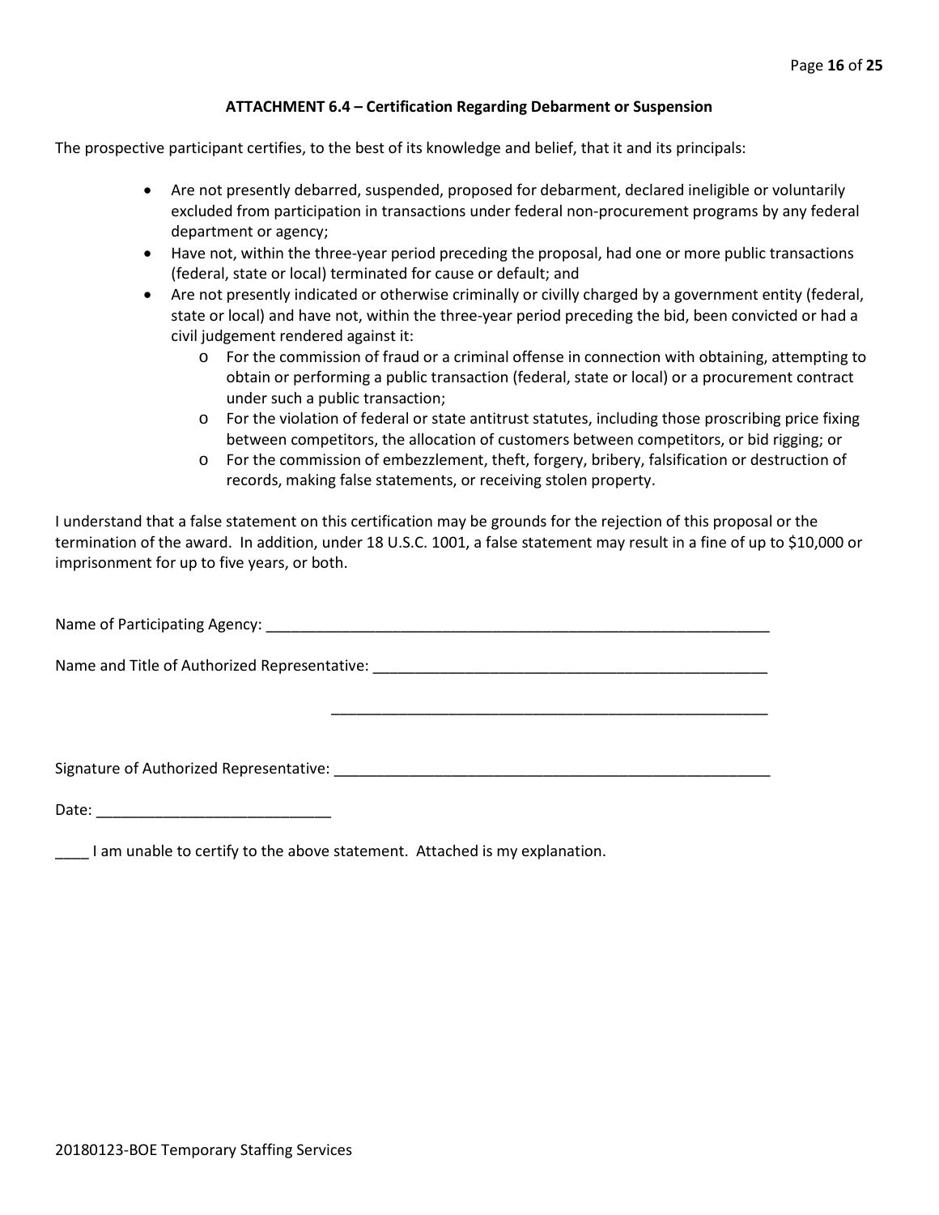### ATTACHMENT 6.4 – Certification Regarding Debarment or Suspension

The prospective participant certifies, to the best of its knowledge and belief, that it and its principals:

- Are not presently debarred, suspended, proposed for debarment, declared ineligible or voluntarily excluded from participation in transactions under federal non-procurement programs by any federal department or agency;
- Have not, within the three-year period preceding the proposal, had one or more public transactions (federal, state or local) terminated for cause or default; and
- Are not presently indicated or otherwise criminally or civilly charged by a government entity (federal, state or local) and have not, within the three-year period preceding the bid, been convicted or had a civil judgement rendered against it:
    - For the commission of fraud or a criminal offense in connection with obtaining, attempting to obtain or performing a public transaction (federal, state or local) or a procurement contract under such a public transaction;
    - For the violation of federal or state antitrust statutes, including those proscribing price fixing between competitors, the allocation of customers between competitors, or bid rigging; or
    - For the commission of embezzlement, theft, forgery, bribery, falsification or destruction of records, making false statements, or receiving stolen property.

I understand that a false statement on this certification may be grounds for the rejection of this proposal or the termination of the award. In addition, under 18 U.S.C. 1001, a false statement may result in a fine of up to $10,000 or imprisonment for up to five years, or both.

Name of Participating Agency: ______________________________________________________________

Name and Title of Authorized Representative: ____________________________________________________

______________________________________________________

Signature of Authorized Representative: ________________________________________________________

Date: ____________________________

____ I am unable to certify to the above statement. Attached is my explanation.

20180123-BOE Temporary Staffing Services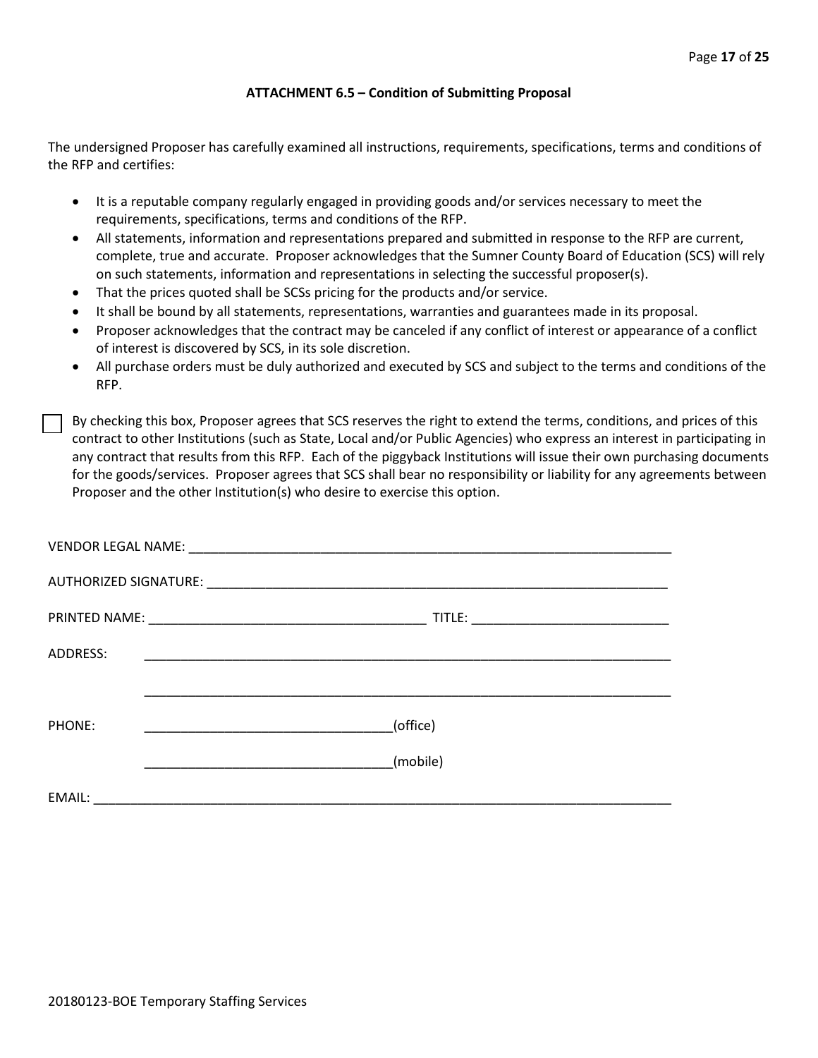### ATTACHMENT 6.5 – Condition of Submitting Proposal

The undersigned Proposer has carefully examined all instructions, requirements, specifications, terms and conditions of the RFP and certifies:

- It is a reputable company regularly engaged in providing goods and/or services necessary to meet the requirements, specifications, terms and conditions of the RFP.
- All statements, information and representations prepared and submitted in response to the RFP are current, complete, true and accurate. Proposer acknowledges that the Sumner County Board of Education (SCS) will rely on such statements, information and representations in selecting the successful proposer(s).
- That the prices quoted shall be SCSs pricing for the products and/or service.
- It shall be bound by all statements, representations, warranties and guarantees made in its proposal.
- Proposer acknowledges that the contract may be canceled if any conflict of interest or appearance of a conflict of interest is discovered by SCS, in its sole discretion.
- All purchase orders must be duly authorized and executed by SCS and subject to the terms and conditions of the RFP.

☐ By checking this box, Proposer agrees that SCS reserves the right to extend the terms, conditions, and prices of this contract to other Institutions (such as State, Local and/or Public Agencies) who express an interest in participating in any contract that results from this RFP. Each of the piggyback Institutions will issue their own purchasing documents for the goods/services. Proposer agrees that SCS shall bear no responsibility or liability for any agreements between Proposer and the other Institution(s) who desire to exercise this option.

VENDOR LEGAL NAME: ______________________________________________________________

AUTHORIZED SIGNATURE: ___________________________________________________________

PRINTED NAME: ___________________________________ TITLE: _________________________

ADDRESS: ________________________________________________________________________

________________________________________________________________________

PHONE: ________________________________(office)

________________________________(mobile)

EMAIL: __________________________________________________________________________

20180123-BOE Temporary Staffing Services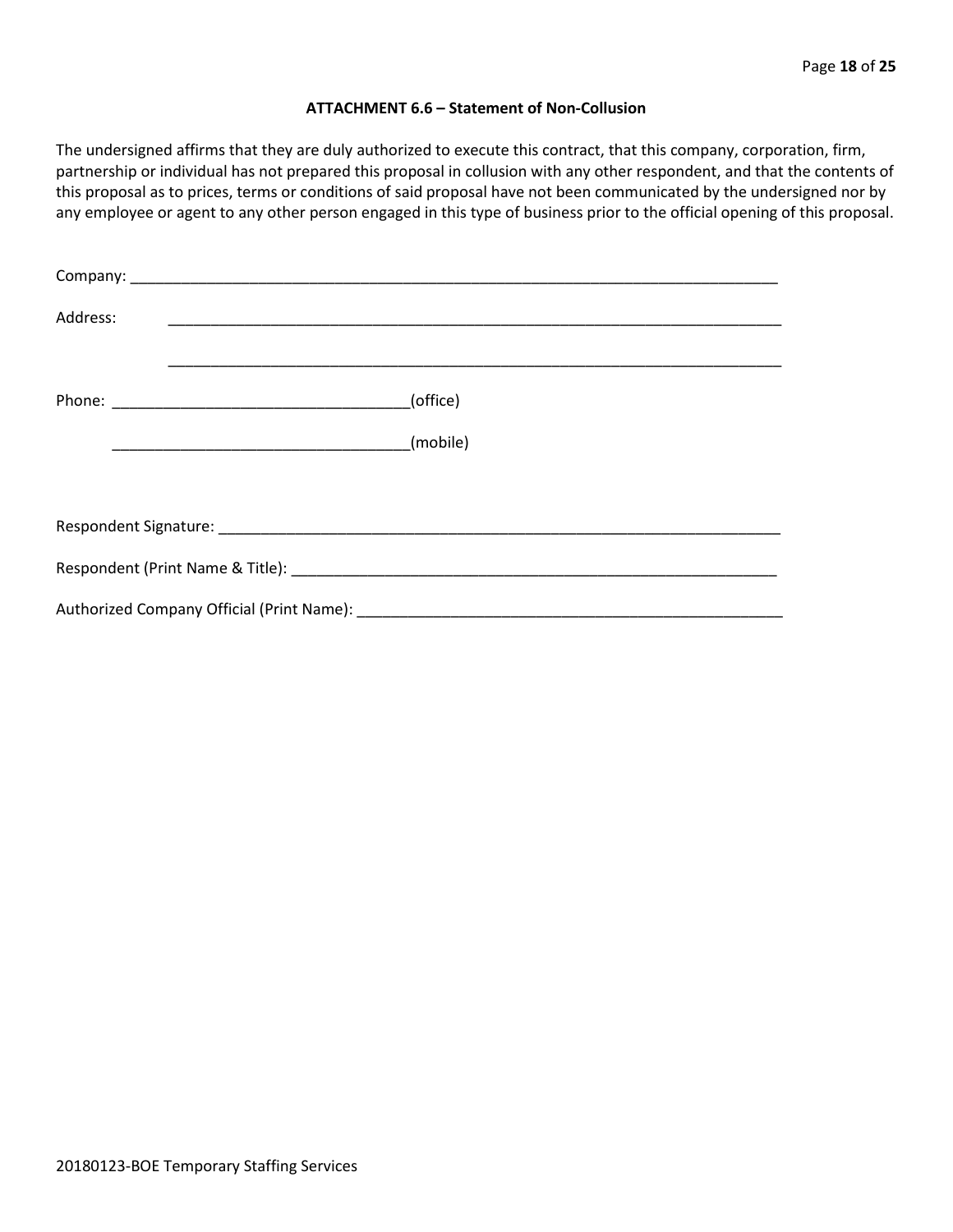### ATTACHMENT 6.6 – Statement of Non-Collusion

The undersigned affirms that they are duly authorized to execute this contract, that this company, corporation, firm, partnership or individual has not prepared this proposal in collusion with any other respondent, and that the contents of this proposal as to prices, terms or conditions of said proposal have not been communicated by the undersigned nor by any employee or agent to any other person engaged in this type of business prior to the official opening of this proposal.

Company: ______________________________________________________________________________

Address: ______________________________________________________________________________

______________________________________________________________________________

Phone: ___________________________________(office)

___________________________________(mobile)

Respondent Signature: ____________________________________________________________________

Respondent (Print Name & Title): ___________________________________________________________

Authorized Company Official (Print Name): ___________________________________________________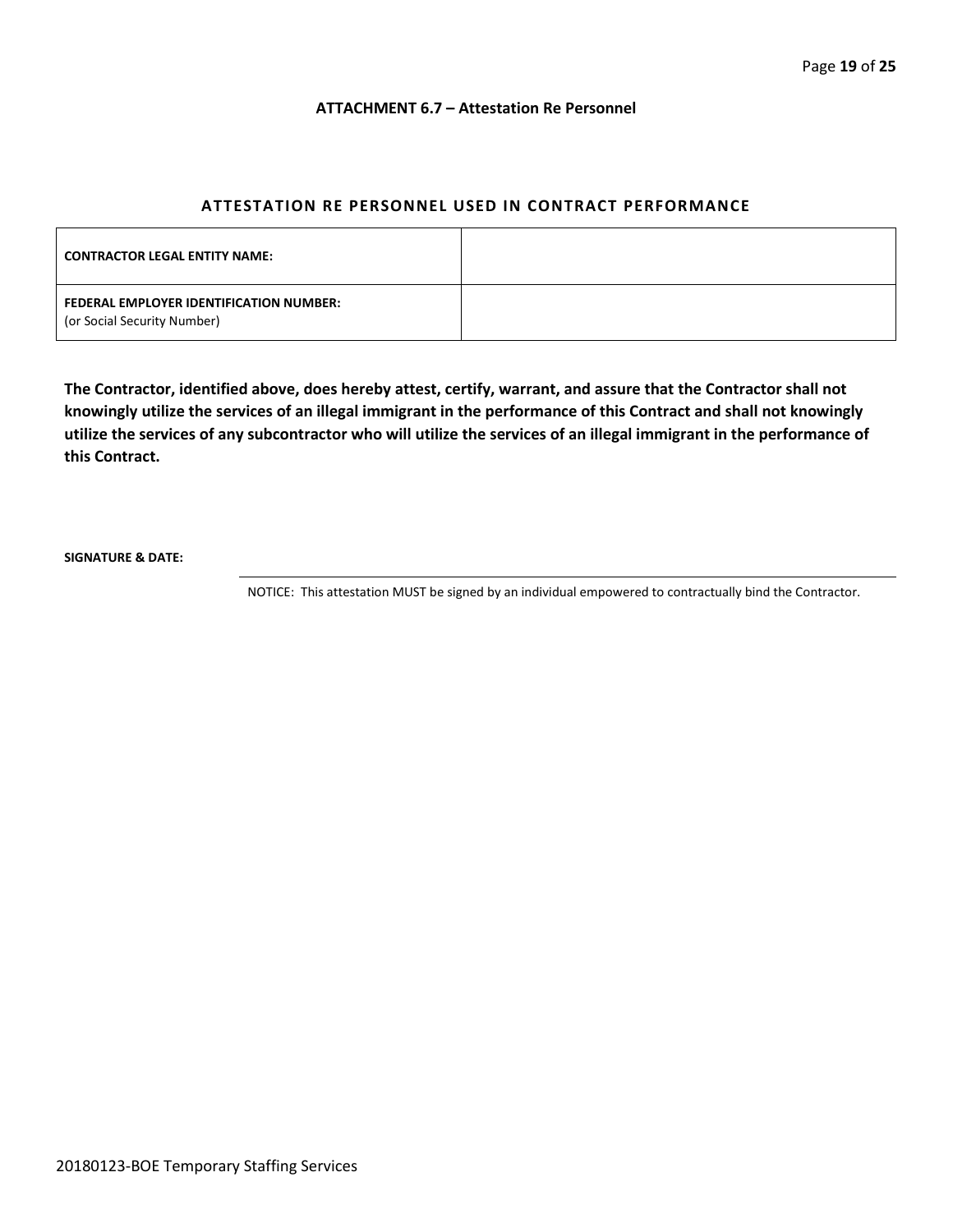### ATTACHMENT 6.7 – Attestation Re Personnel

## ATTESTATION RE PERSONNEL USED IN CONTRACT PERFORMANCE

| | |
|---|---|
| **CONTRACTOR LEGAL ENTITY NAME:** | |
| **FEDERAL EMPLOYER IDENTIFICATION NUMBER:** (or Social Security Number) | |

**The Contractor, identified above, does hereby attest, certify, warrant, and assure that the Contractor shall not knowingly utilize the services of an illegal immigrant in the performance of this Contract and shall not knowingly utilize the services of any subcontractor who will utilize the services of an illegal immigrant in the performance of this Contract.**

**SIGNATURE & DATE:**

NOTICE: This attestation MUST be signed by an individual empowered to contractually bind the Contractor.

20180123-BOE Temporary Staffing Services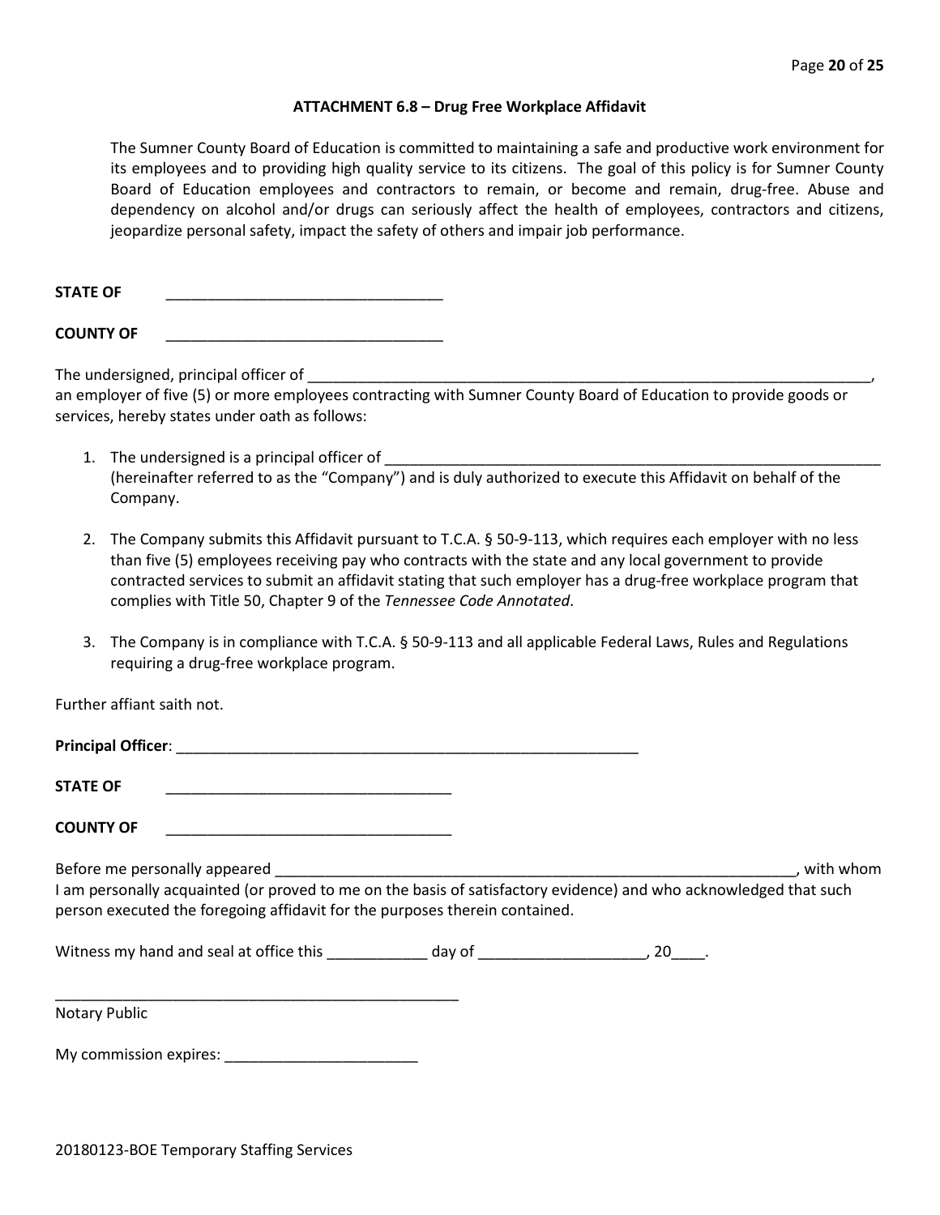### ATTACHMENT 6.8 – Drug Free Workplace Affidavit

The Sumner County Board of Education is committed to maintaining a safe and productive work environment for its employees and to providing high quality service to its citizens. The goal of this policy is for Sumner County Board of Education employees and contractors to remain, or become and remain, drug-free. Abuse and dependency on alcohol and/or drugs can seriously affect the health of employees, contractors and citizens, jeopardize personal safety, impact the safety of others and impair job performance.

**STATE OF** ________________________________

**COUNTY OF** ________________________________

The undersigned, principal officer of ______________________________________________________________________, an employer of five (5) or more employees contracting with Sumner County Board of Education to provide goods or services, hereby states under oath as follows:

1. The undersigned is a principal officer of ____________________________________________________________ (hereinafter referred to as the "Company") and is duly authorized to execute this Affidavit on behalf of the Company.

2. The Company submits this Affidavit pursuant to T.C.A. § 50-9-113, which requires each employer with no less than five (5) employees receiving pay who contracts with the state and any local government to provide contracted services to submit an affidavit stating that such employer has a drug-free workplace program that complies with Title 50, Chapter 9 of the *Tennessee Code Annotated*.

3. The Company is in compliance with T.C.A. § 50-9-113 and all applicable Federal Laws, Rules and Regulations requiring a drug-free workplace program.

Further affiant saith not.

**Principal Officer**: _______________________________________________________

**STATE OF** __________________________________

**COUNTY OF** __________________________________

Before me personally appeared ____________________________________________________________, with whom I am personally acquainted (or proved to me on the basis of satisfactory evidence) and who acknowledged that such person executed the foregoing affidavit for the purposes therein contained.

Witness my hand and seal at office this ____________ day of ____________________, 20____.

_________________________________________________
Notary Public

My commission expires: _______________________

20180123-BOE Temporary Staffing Services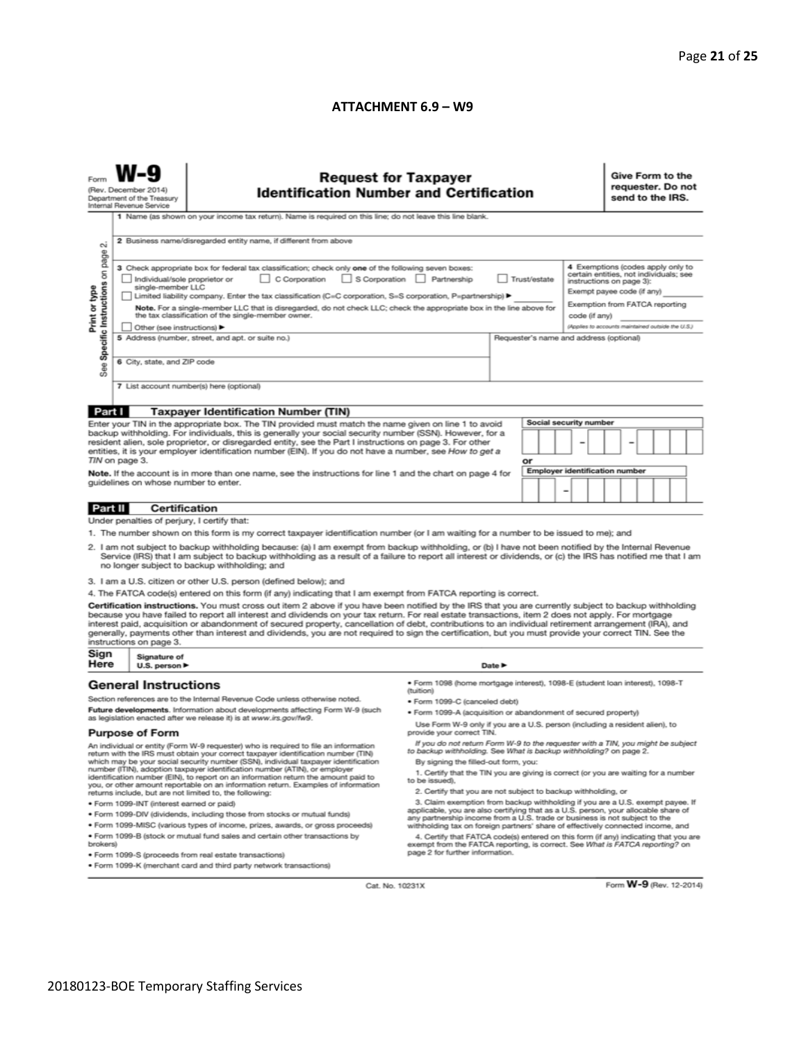**ATTACHMENT 6.9 – W9**

Form **W-9**
(Rev. December 2014)
Department of the Treasury
Internal Revenue Service

## Request for Taxpayer Identification Number and Certification

**Give Form to the requester. Do not send to the IRS.**

Print or type
See Specific Instructions on page 2.

1 Name (as shown on your income tax return). Name is required on this line; do not leave this line blank.

2 Business name/disregarded entity name, if different from above

3 Check appropriate box for federal tax classification; check only **one** of the following seven boxes:

☐ Individual/sole proprietor or single-member LLC ☐ C Corporation ☐ S Corporation ☐ Partnership ☐ Trust/estate

☐ Limited liability company. Enter the tax classification (C=C corporation, S=S corporation, P=partnership) ▶

**Note.** For a single-member LLC that is disregarded, do not check LLC; check the appropriate box in the line above for the tax classification of the single-member owner.

☐ Other (see instructions) ▶

4 Exemptions (codes apply only to certain entities, not individuals; see instructions on page 3):

Exempt payee code (if any)

Exemption from FATCA reporting code (if any)

*(Applies to accounts maintained outside the U.S.)*

5 Address (number, street, and apt. or suite no.)

Requester's name and address (optional)

6 City, state, and ZIP code

7 List account number(s) here (optional)

### Part I Taxpayer Identification Number (TIN)

Enter your TIN in the appropriate box. The TIN provided must match the name given on line 1 to avoid backup withholding. For individuals, this is generally your social security number (SSN). However, for a resident alien, sole proprietor, or disregarded entity, see the Part I instructions on page 3. For other entities, it is your employer identification number (EIN). If you do not have a number, see *How to get a TIN* on page 3.

**Note.** If the account is in more than one name, see the instructions for line 1 and the chart on page 4 for guidelines on whose number to enter.

**Social security number**

[ ][ ][ ] – [ ][ ] – [ ][ ][ ][ ]

or

**Employer identification number**

[ ][ ] – [ ][ ][ ][ ][ ][ ][ ]

### Part II Certification

Under penalties of perjury, I certify that:

1. The number shown on this form is my correct taxpayer identification number (or I am waiting for a number to be issued to me); and
2. I am not subject to backup withholding because: (a) I am exempt from backup withholding, or (b) I have not been notified by the Internal Revenue Service (IRS) that I am subject to backup withholding as a result of a failure to report all interest or dividends, or (c) the IRS has notified me that I am no longer subject to backup withholding; and
3. I am a U.S. citizen or other U.S. person (defined below); and
4. The FATCA code(s) entered on this form (if any) indicating that I am exempt from FATCA reporting is correct.

**Certification instructions.** You must cross out item 2 above if you have been notified by the IRS that you are currently subject to backup withholding because you have failed to report all interest and dividends on your tax return. For real estate transactions, item 2 does not apply. For mortgage interest paid, acquisition or abandonment of secured property, cancellation of debt, contributions to an individual retirement arrangement (IRA), and generally, payments other than interest and dividends, you are not required to sign the certification, but you must provide your correct TIN. See the instructions on page 3.

**Sign Here** Signature of U.S. person ▶ Date ▶

## General Instructions

Section references are to the Internal Revenue Code unless otherwise noted.

**Future developments.** Information about developments affecting Form W-9 (such as legislation enacted after we release it) is at *www.irs.gov/fw9*.

### Purpose of Form

An individual or entity (Form W-9 requester) who is required to file an information return with the IRS must obtain your correct taxpayer identification number (TIN) which may be your social security number (SSN), individual taxpayer identification number (ITIN), adoption taxpayer identification number (ATIN), or employer identification number (EIN), to report on an information return the amount paid to you, or other amount reportable on an information return. Examples of information returns include, but are not limited to, the following:

- Form 1099-INT (interest earned or paid)
- Form 1099-DIV (dividends, including those from stocks or mutual funds)
- Form 1099-MISC (various types of income, prizes, awards, or gross proceeds)
- Form 1099-B (stock or mutual fund sales and certain other transactions by brokers)
- Form 1099-S (proceeds from real estate transactions)
- Form 1099-K (merchant card and third party network transactions)
- Form 1098 (home mortgage interest), 1098-E (student loan interest), 1098-T (tuition)
- Form 1099-C (canceled debt)
- Form 1099-A (acquisition or abandonment of secured property)

Use Form W-9 only if you are a U.S. person (including a resident alien), to provide your correct TIN.

*If you do not return Form W-9 to the requester with a TIN, you might be subject to backup withholding. See What is backup withholding? on page 2.*

By signing the filled-out form, you:

1. Certify that the TIN you are giving is correct (or you are waiting for a number to be issued),
2. Certify that you are not subject to backup withholding, or
3. Claim exemption from backup withholding if you are a U.S. exempt payee. If applicable, you are also certifying that as a U.S. person, your allocable share of any partnership income from a U.S. trade or business is not subject to the withholding tax on foreign partners' share of effectively connected income, and
4. Certify that FATCA code(s) entered on this form (if any) indicating that you are exempt from the FATCA reporting, is correct. See *What is FATCA reporting?* on page 2 for further information.

Cat. No. 10231X Form **W-9** (Rev. 12-2014)

20180123-BOE Temporary Staffing Services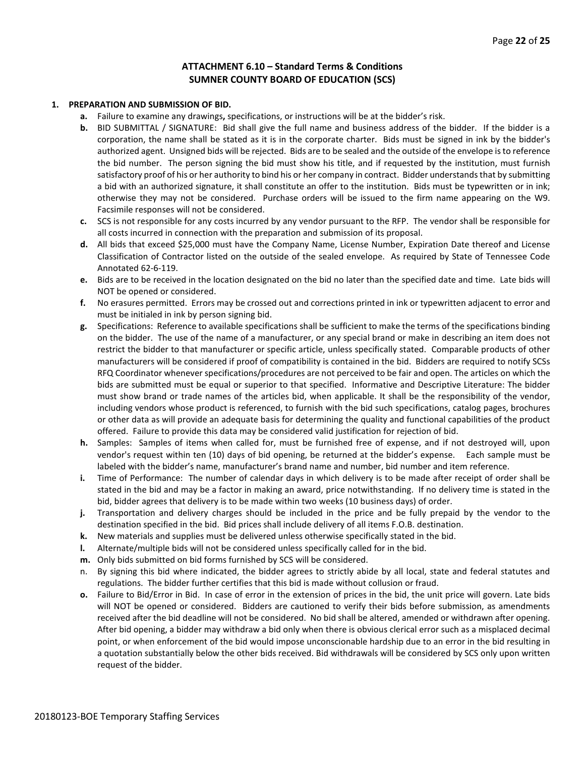## ATTACHMENT 6.10 – Standard Terms & Conditions
## SUMNER COUNTY BOARD OF EDUCATION (SCS)

**1. PREPARATION AND SUBMISSION OF BID.**

- **a.** Failure to examine any drawings**,** specifications, or instructions will be at the bidder's risk.
- **b.** BID SUBMITTAL / SIGNATURE: Bid shall give the full name and business address of the bidder. If the bidder is a corporation, the name shall be stated as it is in the corporate charter. Bids must be signed in ink by the bidder's authorized agent. Unsigned bids will be rejected. Bids are to be sealed and the outside of the envelope is to reference the bid number. The person signing the bid must show his title, and if requested by the institution, must furnish satisfactory proof of his or her authority to bind his or her company in contract. Bidder understands that by submitting a bid with an authorized signature, it shall constitute an offer to the institution. Bids must be typewritten or in ink; otherwise they may not be considered. Purchase orders will be issued to the firm name appearing on the W9. Facsimile responses will not be considered.
- **c.** SCS is not responsible for any costs incurred by any vendor pursuant to the RFP. The vendor shall be responsible for all costs incurred in connection with the preparation and submission of its proposal.
- **d.** All bids that exceed $25,000 must have the Company Name, License Number, Expiration Date thereof and License Classification of Contractor listed on the outside of the sealed envelope. As required by State of Tennessee Code Annotated 62-6-119.
- **e.** Bids are to be received in the location designated on the bid no later than the specified date and time. Late bids will NOT be opened or considered.
- **f.** No erasures permitted. Errors may be crossed out and corrections printed in ink or typewritten adjacent to error and must be initialed in ink by person signing bid.
- **g.** Specifications: Reference to available specifications shall be sufficient to make the terms of the specifications binding on the bidder. The use of the name of a manufacturer, or any special brand or make in describing an item does not restrict the bidder to that manufacturer or specific article, unless specifically stated. Comparable products of other manufacturers will be considered if proof of compatibility is contained in the bid. Bidders are required to notify SCSs RFQ Coordinator whenever specifications/procedures are not perceived to be fair and open. The articles on which the bids are submitted must be equal or superior to that specified. Informative and Descriptive Literature: The bidder must show brand or trade names of the articles bid, when applicable. It shall be the responsibility of the vendor, including vendors whose product is referenced, to furnish with the bid such specifications, catalog pages, brochures or other data as will provide an adequate basis for determining the quality and functional capabilities of the product offered. Failure to provide this data may be considered valid justification for rejection of bid.
- **h.** Samples: Samples of items when called for, must be furnished free of expense, and if not destroyed will, upon vendor's request within ten (10) days of bid opening, be returned at the bidder's expense. Each sample must be labeled with the bidder's name, manufacturer's brand name and number, bid number and item reference.
- **i.** Time of Performance: The number of calendar days in which delivery is to be made after receipt of order shall be stated in the bid and may be a factor in making an award, price notwithstanding. If no delivery time is stated in the bid, bidder agrees that delivery is to be made within two weeks (10 business days) of order.
- **j.** Transportation and delivery charges should be included in the price and be fully prepaid by the vendor to the destination specified in the bid. Bid prices shall include delivery of all items F.O.B. destination.
- **k.** New materials and supplies must be delivered unless otherwise specifically stated in the bid.
- **l.** Alternate/multiple bids will not be considered unless specifically called for in the bid.
- **m.** Only bids submitted on bid forms furnished by SCS will be considered.
- n. By signing this bid where indicated, the bidder agrees to strictly abide by all local, state and federal statutes and regulations. The bidder further certifies that this bid is made without collusion or fraud.
- **o.** Failure to Bid/Error in Bid. In case of error in the extension of prices in the bid, the unit price will govern. Late bids will NOT be opened or considered. Bidders are cautioned to verify their bids before submission, as amendments received after the bid deadline will not be considered. No bid shall be altered, amended or withdrawn after opening. After bid opening, a bidder may withdraw a bid only when there is obvious clerical error such as a misplaced decimal point, or when enforcement of the bid would impose unconscionable hardship due to an error in the bid resulting in a quotation substantially below the other bids received. Bid withdrawals will be considered by SCS only upon written request of the bidder.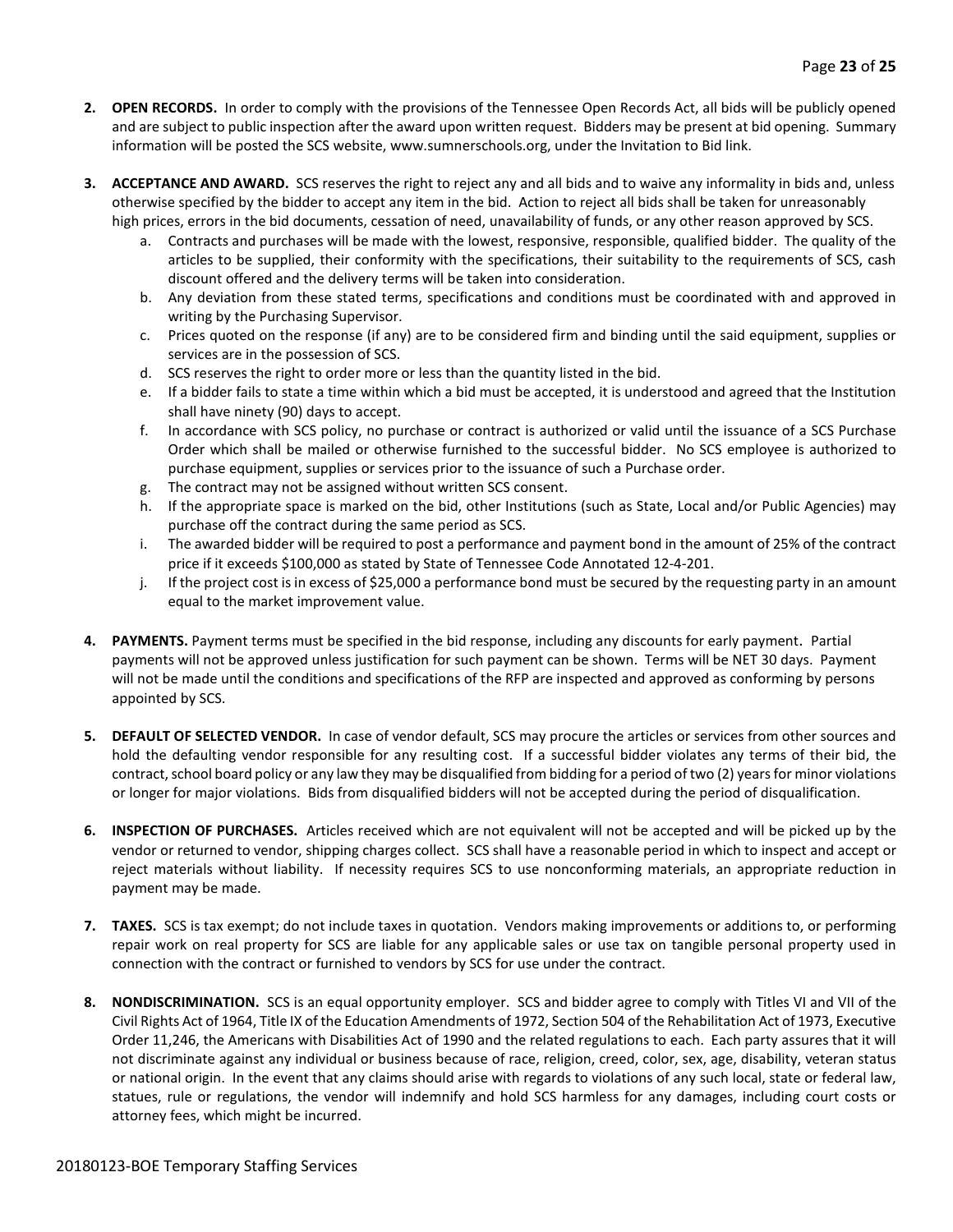2. **OPEN RECORDS.** In order to comply with the provisions of the Tennessee Open Records Act, all bids will be publicly opened and are subject to public inspection after the award upon written request. Bidders may be present at bid opening. Summary information will be posted the SCS website, www.sumnerschools.org, under the Invitation to Bid link.

3. **ACCEPTANCE AND AWARD.** SCS reserves the right to reject any and all bids and to waive any informality in bids and, unless otherwise specified by the bidder to accept any item in the bid. Action to reject all bids shall be taken for unreasonably high prices, errors in the bid documents, cessation of need, unavailability of funds, or any other reason approved by SCS.
   a. Contracts and purchases will be made with the lowest, responsive, responsible, qualified bidder. The quality of the articles to be supplied, their conformity with the specifications, their suitability to the requirements of SCS, cash discount offered and the delivery terms will be taken into consideration.
   b. Any deviation from these stated terms, specifications and conditions must be coordinated with and approved in writing by the Purchasing Supervisor.
   c. Prices quoted on the response (if any) are to be considered firm and binding until the said equipment, supplies or services are in the possession of SCS.
   d. SCS reserves the right to order more or less than the quantity listed in the bid.
   e. If a bidder fails to state a time within which a bid must be accepted, it is understood and agreed that the Institution shall have ninety (90) days to accept.
   f. In accordance with SCS policy, no purchase or contract is authorized or valid until the issuance of a SCS Purchase Order which shall be mailed or otherwise furnished to the successful bidder. No SCS employee is authorized to purchase equipment, supplies or services prior to the issuance of such a Purchase order.
   g. The contract may not be assigned without written SCS consent.
   h. If the appropriate space is marked on the bid, other Institutions (such as State, Local and/or Public Agencies) may purchase off the contract during the same period as SCS.
   i. The awarded bidder will be required to post a performance and payment bond in the amount of 25% of the contract price if it exceeds $100,000 as stated by State of Tennessee Code Annotated 12-4-201.
   j. If the project cost is in excess of $25,000 a performance bond must be secured by the requesting party in an amount equal to the market improvement value.

4. **PAYMENTS.** Payment terms must be specified in the bid response, including any discounts for early payment. Partial payments will not be approved unless justification for such payment can be shown. Terms will be NET 30 days. Payment will not be made until the conditions and specifications of the RFP are inspected and approved as conforming by persons appointed by SCS.

5. **DEFAULT OF SELECTED VENDOR.** In case of vendor default, SCS may procure the articles or services from other sources and hold the defaulting vendor responsible for any resulting cost. If a successful bidder violates any terms of their bid, the contract, school board policy or any law they may be disqualified from bidding for a period of two (2) years for minor violations or longer for major violations. Bids from disqualified bidders will not be accepted during the period of disqualification.

6. **INSPECTION OF PURCHASES.** Articles received which are not equivalent will not be accepted and will be picked up by the vendor or returned to vendor, shipping charges collect. SCS shall have a reasonable period in which to inspect and accept or reject materials without liability. If necessity requires SCS to use nonconforming materials, an appropriate reduction in payment may be made.

7. **TAXES.** SCS is tax exempt; do not include taxes in quotation. Vendors making improvements or additions to, or performing repair work on real property for SCS are liable for any applicable sales or use tax on tangible personal property used in connection with the contract or furnished to vendors by SCS for use under the contract.

8. **NONDISCRIMINATION.** SCS is an equal opportunity employer. SCS and bidder agree to comply with Titles VI and VII of the Civil Rights Act of 1964, Title IX of the Education Amendments of 1972, Section 504 of the Rehabilitation Act of 1973, Executive Order 11,246, the Americans with Disabilities Act of 1990 and the related regulations to each. Each party assures that it will not discriminate against any individual or business because of race, religion, creed, color, sex, age, disability, veteran status or national origin. In the event that any claims should arise with regards to violations of any such local, state or federal law, statues, rule or regulations, the vendor will indemnify and hold SCS harmless for any damages, including court costs or attorney fees, which might be incurred.

20180123-BOE Temporary Staffing Services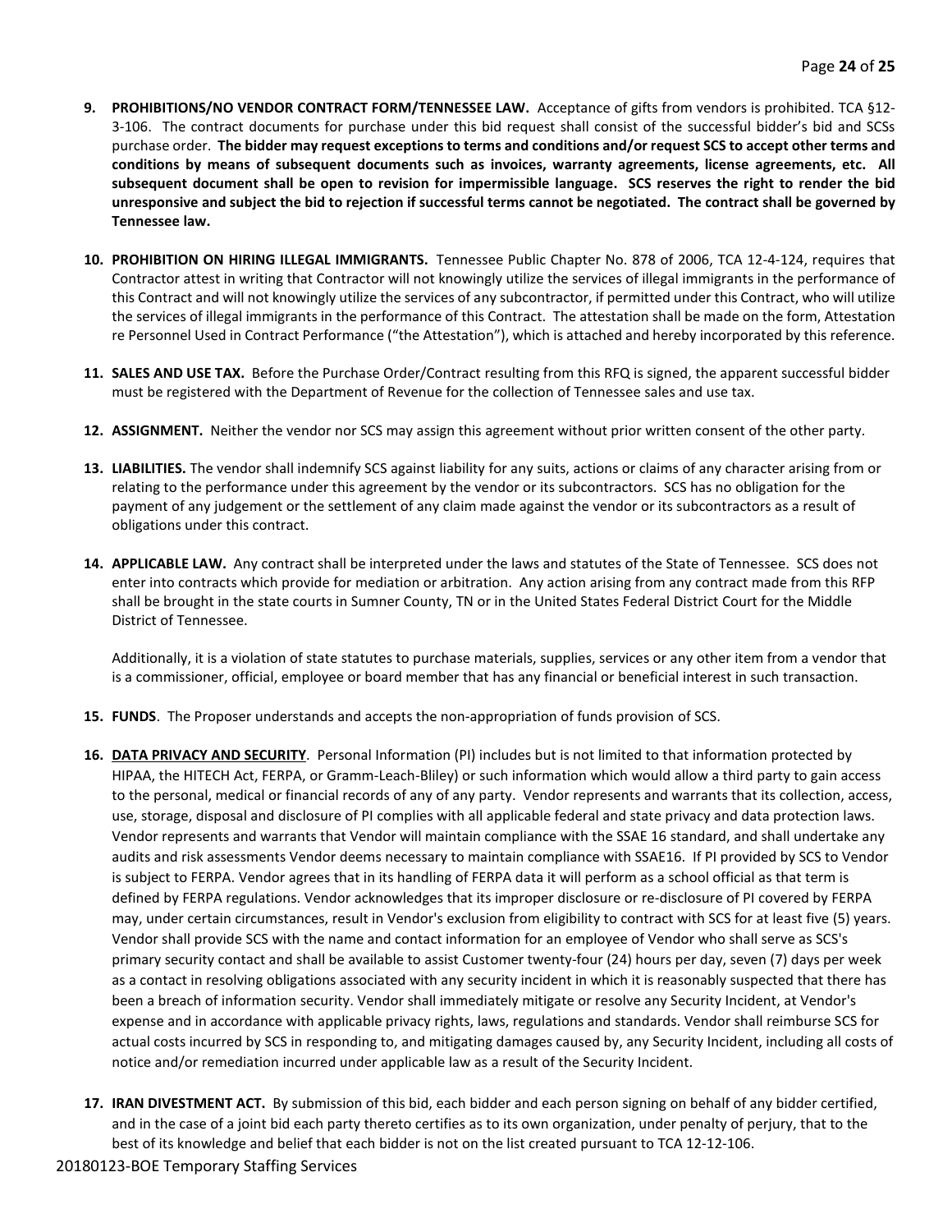9. **PROHIBITIONS/NO VENDOR CONTRACT FORM/TENNESSEE LAW.** Acceptance of gifts from vendors is prohibited. TCA §12-3-106. The contract documents for purchase under this bid request shall consist of the successful bidder's bid and SCSs purchase order. **The bidder may request exceptions to terms and conditions and/or request SCS to accept other terms and conditions by means of subsequent documents such as invoices, warranty agreements, license agreements, etc. All subsequent document shall be open to revision for impermissible language. SCS reserves the right to render the bid unresponsive and subject the bid to rejection if successful terms cannot be negotiated. The contract shall be governed by Tennessee law.**

10. **PROHIBITION ON HIRING ILLEGAL IMMIGRANTS.** Tennessee Public Chapter No. 878 of 2006, TCA 12-4-124, requires that Contractor attest in writing that Contractor will not knowingly utilize the services of illegal immigrants in the performance of this Contract and will not knowingly utilize the services of any subcontractor, if permitted under this Contract, who will utilize the services of illegal immigrants in the performance of this Contract. The attestation shall be made on the form, Attestation re Personnel Used in Contract Performance ("the Attestation"), which is attached and hereby incorporated by this reference.

11. **SALES AND USE TAX.** Before the Purchase Order/Contract resulting from this RFQ is signed, the apparent successful bidder must be registered with the Department of Revenue for the collection of Tennessee sales and use tax.

12. **ASSIGNMENT.** Neither the vendor nor SCS may assign this agreement without prior written consent of the other party.

13. **LIABILITIES.** The vendor shall indemnify SCS against liability for any suits, actions or claims of any character arising from or relating to the performance under this agreement by the vendor or its subcontractors. SCS has no obligation for the payment of any judgement or the settlement of any claim made against the vendor or its subcontractors as a result of obligations under this contract.

14. **APPLICABLE LAW.** Any contract shall be interpreted under the laws and statutes of the State of Tennessee. SCS does not enter into contracts which provide for mediation or arbitration. Any action arising from any contract made from this RFP shall be brought in the state courts in Sumner County, TN or in the United States Federal District Court for the Middle District of Tennessee.

    Additionally, it is a violation of state statutes to purchase materials, supplies, services or any other item from a vendor that is a commissioner, official, employee or board member that has any financial or beneficial interest in such transaction.

15. **FUNDS**. The Proposer understands and accepts the non-appropriation of funds provision of SCS.

16. **<u>DATA PRIVACY AND SECURITY</u>**. Personal Information (PI) includes but is not limited to that information protected by HIPAA, the HITECH Act, FERPA, or Gramm-Leach-Bliley) or such information which would allow a third party to gain access to the personal, medical or financial records of any of any party. Vendor represents and warrants that its collection, access, use, storage, disposal and disclosure of PI complies with all applicable federal and state privacy and data protection laws. Vendor represents and warrants that Vendor will maintain compliance with the SSAE 16 standard, and shall undertake any audits and risk assessments Vendor deems necessary to maintain compliance with SSAE16. If PI provided by SCS to Vendor is subject to FERPA. Vendor agrees that in its handling of FERPA data it will perform as a school official as that term is defined by FERPA regulations. Vendor acknowledges that its improper disclosure or re-disclosure of PI covered by FERPA may, under certain circumstances, result in Vendor's exclusion from eligibility to contract with SCS for at least five (5) years. Vendor shall provide SCS with the name and contact information for an employee of Vendor who shall serve as SCS's primary security contact and shall be available to assist Customer twenty-four (24) hours per day, seven (7) days per week as a contact in resolving obligations associated with any security incident in which it is reasonably suspected that there has been a breach of information security. Vendor shall immediately mitigate or resolve any Security Incident, at Vendor's expense and in accordance with applicable privacy rights, laws, regulations and standards. Vendor shall reimburse SCS for actual costs incurred by SCS in responding to, and mitigating damages caused by, any Security Incident, including all costs of notice and/or remediation incurred under applicable law as a result of the Security Incident.

17. **IRAN DIVESTMENT ACT.** By submission of this bid, each bidder and each person signing on behalf of any bidder certified, and in the case of a joint bid each party thereto certifies as to its own organization, under penalty of perjury, that to the best of its knowledge and belief that each bidder is not on the list created pursuant to TCA 12-12-106.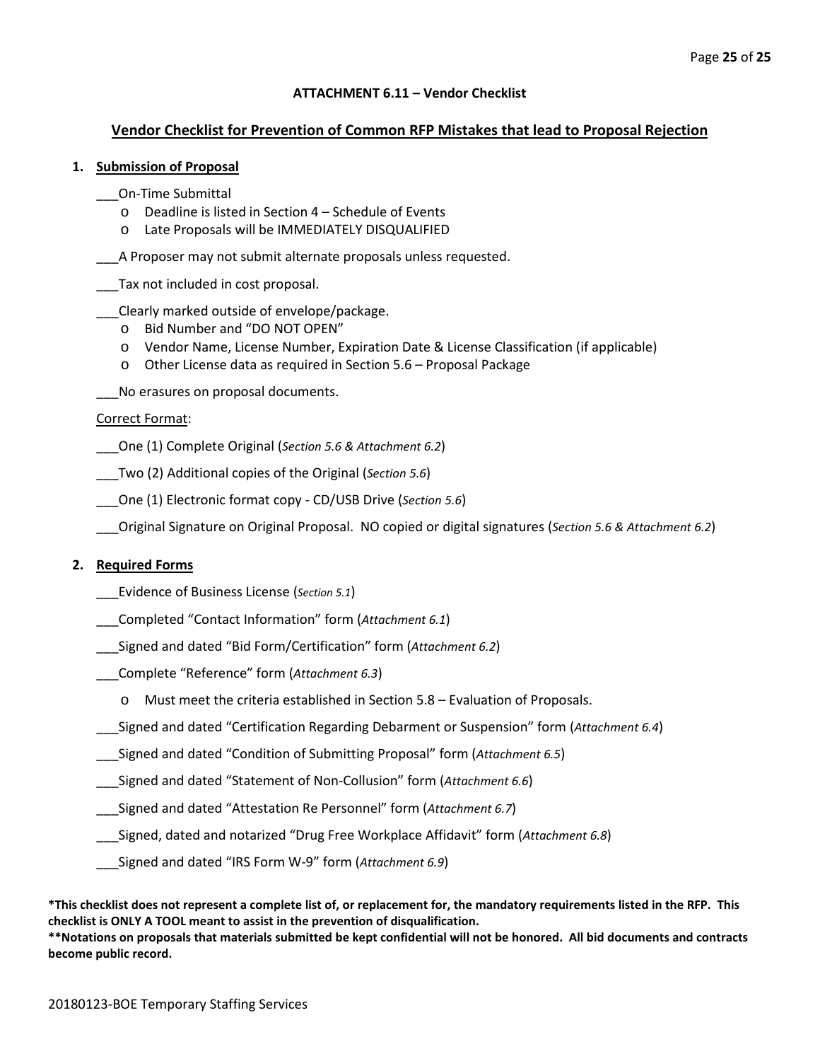**ATTACHMENT 6.11 – Vendor Checklist**

## Vendor Checklist for Prevention of Common RFP Mistakes that lead to Proposal Rejection

1. **Submission of Proposal**

___On-Time Submittal
- Deadline is listed in Section 4 – Schedule of Events
- Late Proposals will be IMMEDIATELY DISQUALIFIED

___A Proposer may not submit alternate proposals unless requested.

___Tax not included in cost proposal.

___Clearly marked outside of envelope/package.
- Bid Number and "DO NOT OPEN"
- Vendor Name, License Number, Expiration Date & License Classification (if applicable)
- Other License data as required in Section 5.6 – Proposal Package

___No erasures on proposal documents.

Correct Format:

___One (1) Complete Original (*Section 5.6 & Attachment 6.2*)

___Two (2) Additional copies of the Original (*Section 5.6*)

___One (1) Electronic format copy - CD/USB Drive (*Section 5.6*)

___Original Signature on Original Proposal. NO copied or digital signatures (*Section 5.6 & Attachment 6.2*)

2. **Required Forms**

___Evidence of Business License (*Section 5.1*)

___Completed "Contact Information" form (*Attachment 6.1*)

___Signed and dated "Bid Form/Certification" form (*Attachment 6.2*)

___Complete "Reference" form (*Attachment 6.3*)
- Must meet the criteria established in Section 5.8 – Evaluation of Proposals.

___Signed and dated "Certification Regarding Debarment or Suspension" form (*Attachment 6.4*)

___Signed and dated "Condition of Submitting Proposal" form (*Attachment 6.5*)

___Signed and dated "Statement of Non-Collusion" form (*Attachment 6.6*)

___Signed and dated "Attestation Re Personnel" form (*Attachment 6.7*)

___Signed, dated and notarized "Drug Free Workplace Affidavit" form (*Attachment 6.8*)

___Signed and dated "IRS Form W-9" form (*Attachment 6.9*)

**\*This checklist does not represent a complete list of, or replacement for, the mandatory requirements listed in the RFP. This checklist is ONLY A TOOL meant to assist in the prevention of disqualification.**

**\*\*Notations on proposals that materials submitted be kept confidential will not be honored. All bid documents and contracts become public record.**

20180123-BOE Temporary Staffing Services